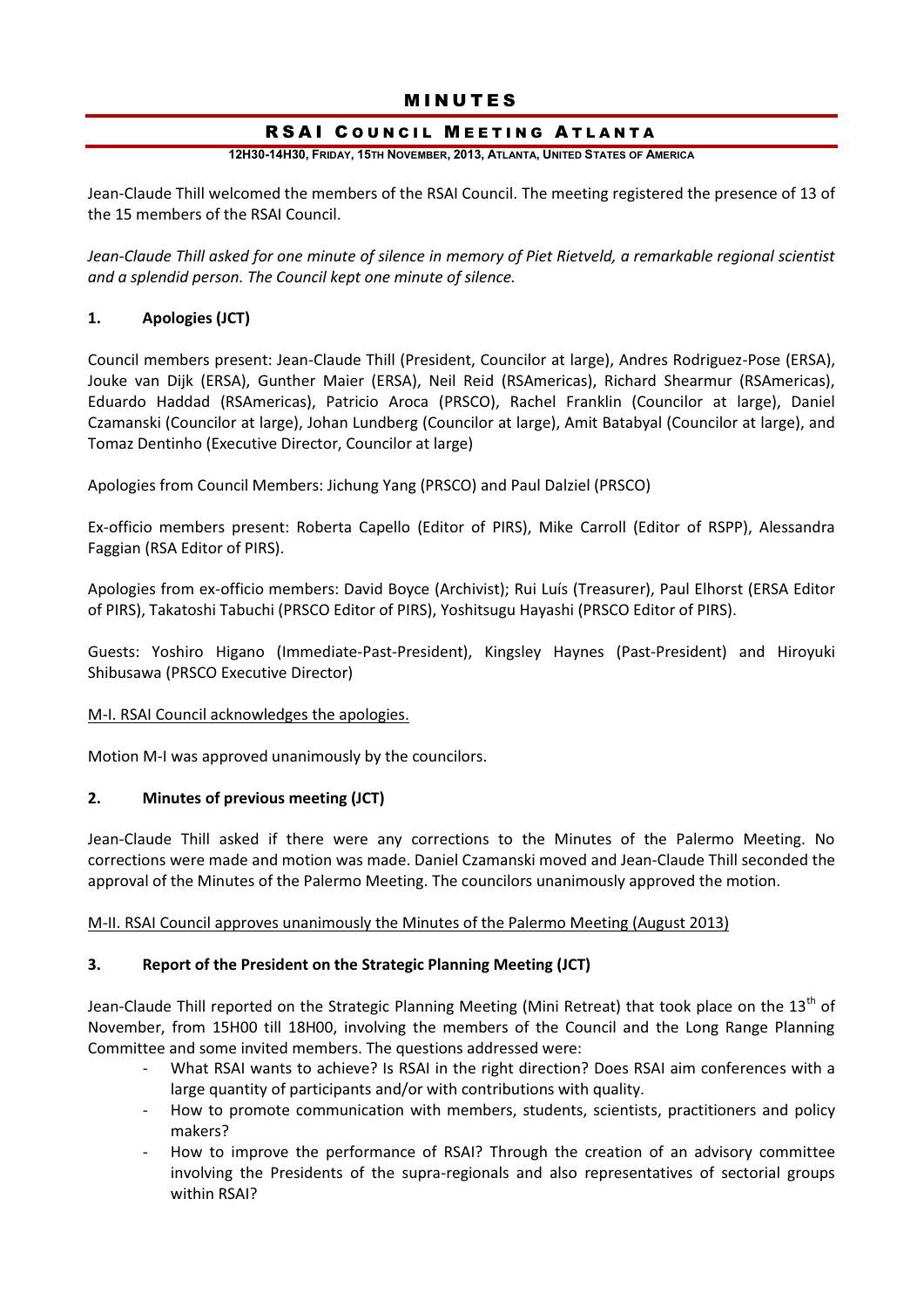# MINUTES

## RSAI COUNCIL MEETING ATLANTA

**12H30-14H30, FRIDAY, 15TH NOVEMBER, 2013, ATLANTA, UNITED STATES OF AMERICA**

Jean-Claude Thill welcomed the members of the RSAI Council. The meeting registered the presence of 13 of the 15 members of the RSAI Council.

*Jean-Claude Thill asked for one minute of silence in memory of Piet Rietveld, a remarkable regional scientist and a splendid person. The Council kept one minute of silence.*

### 1. Apologies (JCT)

Council members present: Jean-Claude Thill (President, Councilor at large), Andres Rodriguez-Pose (ERSA), Jouke van Dijk (ERSA), Gunther Maier (ERSA), Neil Reid (RSAmericas), Richard Shearmur (RSAmericas), Eduardo Haddad (RSAmericas), Patricio Aroca (PRSCO), Rachel Franklin (Councilor at large), Daniel Czamanski (Councilor at large), Johan Lundberg (Councilor at large), Amit Batabyal (Councilor at large), and Tomaz Dentinho (Executive Director, Councilor at large)

Apologies from Council Members: Jichung Yang (PRSCO) and Paul Dalziel (PRSCO)

Ex-officio members present: Roberta Capello (Editor of PIRS), Mike Carroll (Editor of RSPP), Alessandra Faggian (RSA Editor of PIRS).

Apologies from ex-officio members: David Boyce (Archivist); Rui Luís (Treasurer), Paul Elhorst (ERSA Editor of PIRS), Takatoshi Tabuchi (PRSCO Editor of PIRS), Yoshitsugu Hayashi (PRSCO Editor of PIRS).

Guests: Yoshiro Higano (Immediate-Past-President), Kingsley Haynes (Past-President) and Hiroyuki Shibusawa (PRSCO Executive Director)

<u>M-I. RSAI Council acknowledges the apologies.</u>

Motion M-I was approved unanimously by the councilors.

### 2. Minutes of previous meeting (JCT)

Jean-Claude Thill asked if there were any corrections to the Minutes of the Palermo Meeting. No corrections were made and motion was made. Daniel Czamanski moved and Jean-Claude Thill seconded the approval of the Minutes of the Palermo Meeting. The councilors unanimously approved the motion.

<u>M-II. RSAI Council approves unanimously the Minutes of the Palermo Meeting (August 2013)</u>

### 3. Report of the President on the Strategic Planning Meeting (JCT)

Jean-Claude Thill reported on the Strategic Planning Meeting (Mini Retreat) that took place on the 13th of November, from 15H00 till 18H00, involving the members of the Council and the Long Range Planning Committee and some invited members. The questions addressed were:

- What RSAI wants to achieve? Is RSAI in the right direction? Does RSAI aim conferences with a large quantity of participants and/or with contributions with quality.
- How to promote communication with members, students, scientists, practitioners and policy makers?
- How to improve the performance of RSAI? Through the creation of an advisory committee involving the Presidents of the supra-regionals and also representatives of sectorial groups within RSAI?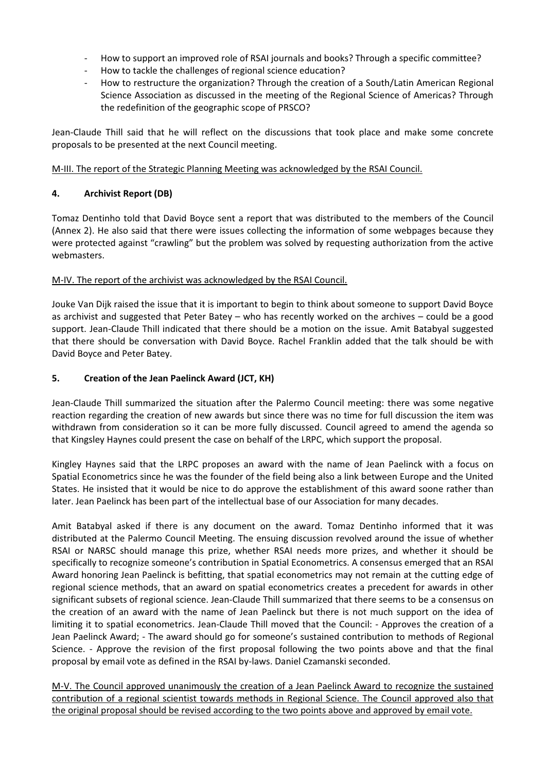- How to support an improved role of RSAI journals and books? Through a specific committee?
- How to tackle the challenges of regional science education?
- How to restructure the organization? Through the creation of a South/Latin American Regional Science Association as discussed in the meeting of the Regional Science of Americas? Through the redefinition of the geographic scope of PRSCO?

Jean-Claude Thill said that he will reflect on the discussions that took place and make some concrete proposals to be presented at the next Council meeting.

<u>M-III. The report of the Strategic Planning Meeting was acknowledged by the RSAI Council.</u>

## 4. Archivist Report (DB)

Tomaz Dentinho told that David Boyce sent a report that was distributed to the members of the Council (Annex 2). He also said that there were issues collecting the information of some webpages because they were protected against "crawling" but the problem was solved by requesting authorization from the active webmasters.

<u>M-IV. The report of the archivist was acknowledged by the RSAI Council.</u>

Jouke Van Dijk raised the issue that it is important to begin to think about someone to support David Boyce as archivist and suggested that Peter Batey – who has recently worked on the archives – could be a good support. Jean-Claude Thill indicated that there should be a motion on the issue. Amit Batabyal suggested that there should be conversation with David Boyce. Rachel Franklin added that the talk should be with David Boyce and Peter Batey.

## 5. Creation of the Jean Paelinck Award (JCT, KH)

Jean-Claude Thill summarized the situation after the Palermo Council meeting: there was some negative reaction regarding the creation of new awards but since there was no time for full discussion the item was withdrawn from consideration so it can be more fully discussed. Council agreed to amend the agenda so that Kingsley Haynes could present the case on behalf of the LRPC, which support the proposal.

Kingley Haynes said that the LRPC proposes an award with the name of Jean Paelinck with a focus on Spatial Econometrics since he was the founder of the field being also a link between Europe and the United States. He insisted that it would be nice to do approve the establishment of this award soone rather than later. Jean Paelinck has been part of the intellectual base of our Association for many decades.

Amit Batabyal asked if there is any document on the award. Tomaz Dentinho informed that it was distributed at the Palermo Council Meeting. The ensuing discussion revolved around the issue of whether RSAI or NARSC should manage this prize, whether RSAI needs more prizes, and whether it should be specifically to recognize someone's contribution in Spatial Econometrics. A consensus emerged that an RSAI Award honoring Jean Paelinck is befitting, that spatial econometrics may not remain at the cutting edge of regional science methods, that an award on spatial econometrics creates a precedent for awards in other significant subsets of regional science. Jean-Claude Thill summarized that there seems to be a consensus on the creation of an award with the name of Jean Paelinck but there is not much support on the idea of limiting it to spatial econometrics. Jean-Claude Thill moved that the Council: - Approves the creation of a Jean Paelinck Award; - The award should go for someone's sustained contribution to methods of Regional Science. - Approve the revision of the first proposal following the two points above and that the final proposal by email vote as defined in the RSAI by-laws. Daniel Czamanski seconded.

<u>M-V. The Council approved unanimously the creation of a Jean Paelinck Award to recognize the sustained contribution of a regional scientist towards methods in Regional Science. The Council approved also that the original proposal should be revised according to the two points above and approved by email vote.</u>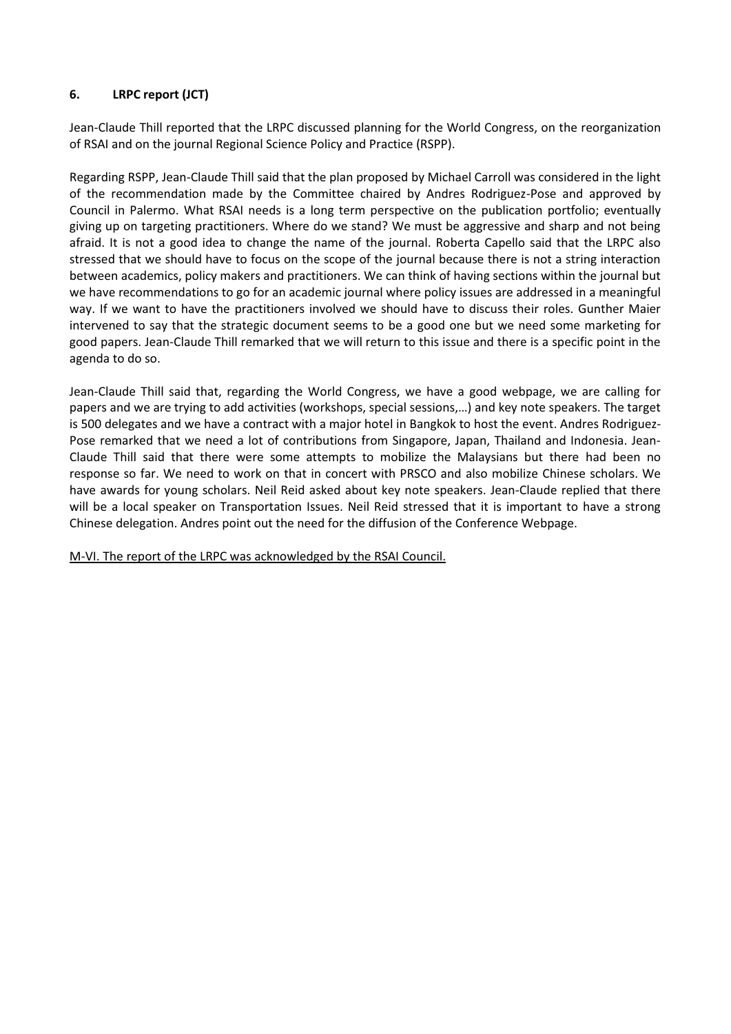## 6. LRPC report (JCT)

Jean-Claude Thill reported that the LRPC discussed planning for the World Congress, on the reorganization of RSAI and on the journal Regional Science Policy and Practice (RSPP).

Regarding RSPP, Jean-Claude Thill said that the plan proposed by Michael Carroll was considered in the light of the recommendation made by the Committee chaired by Andres Rodriguez-Pose and approved by Council in Palermo. What RSAI needs is a long term perspective on the publication portfolio; eventually giving up on targeting practitioners. Where do we stand? We must be aggressive and sharp and not being afraid. It is not a good idea to change the name of the journal. Roberta Capello said that the LRPC also stressed that we should have to focus on the scope of the journal because there is not a string interaction between academics, policy makers and practitioners. We can think of having sections within the journal but we have recommendations to go for an academic journal where policy issues are addressed in a meaningful way. If we want to have the practitioners involved we should have to discuss their roles. Gunther Maier intervened to say that the strategic document seems to be a good one but we need some marketing for good papers. Jean-Claude Thill remarked that we will return to this issue and there is a specific point in the agenda to do so.

Jean-Claude Thill said that, regarding the World Congress, we have a good webpage, we are calling for papers and we are trying to add activities (workshops, special sessions,…) and key note speakers. The target is 500 delegates and we have a contract with a major hotel in Bangkok to host the event. Andres Rodriguez-Pose remarked that we need a lot of contributions from Singapore, Japan, Thailand and Indonesia. Jean-Claude Thill said that there were some attempts to mobilize the Malaysians but there had been no response so far. We need to work on that in concert with PRSCO and also mobilize Chinese scholars. We have awards for young scholars. Neil Reid asked about key note speakers. Jean-Claude replied that there will be a local speaker on Transportation Issues. Neil Reid stressed that it is important to have a strong Chinese delegation. Andres point out the need for the diffusion of the Conference Webpage.

<u>M-VI. The report of the LRPC was acknowledged by the RSAI Council.</u>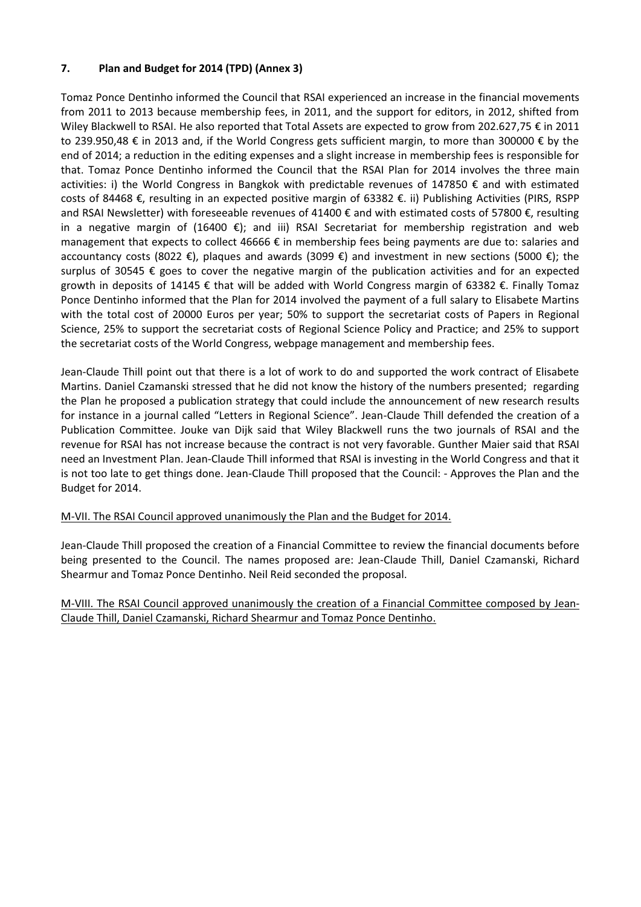## 7. Plan and Budget for 2014 (TPD) (Annex 3)

Tomaz Ponce Dentinho informed the Council that RSAI experienced an increase in the financial movements from 2011 to 2013 because membership fees, in 2011, and the support for editors, in 2012, shifted from Wiley Blackwell to RSAI. He also reported that Total Assets are expected to grow from 202.627,75 € in 2011 to 239.950,48 € in 2013 and, if the World Congress gets sufficient margin, to more than 300000 € by the end of 2014; a reduction in the editing expenses and a slight increase in membership fees is responsible for that. Tomaz Ponce Dentinho informed the Council that the RSAI Plan for 2014 involves the three main activities: i) the World Congress in Bangkok with predictable revenues of 147850 € and with estimated costs of 84468 €, resulting in an expected positive margin of 63382 €. ii) Publishing Activities (PIRS, RSPP and RSAI Newsletter) with foreseeable revenues of 41400 € and with estimated costs of 57800 €, resulting in a negative margin of (16400 €); and iii) RSAI Secretariat for membership registration and web management that expects to collect 46666 € in membership fees being payments are due to: salaries and accountancy costs (8022 €), plaques and awards (3099 €) and investment in new sections (5000 €); the surplus of 30545 € goes to cover the negative margin of the publication activities and for an expected growth in deposits of 14145 € that will be added with World Congress margin of 63382 €. Finally Tomaz Ponce Dentinho informed that the Plan for 2014 involved the payment of a full salary to Elisabete Martins with the total cost of 20000 Euros per year; 50% to support the secretariat costs of Papers in Regional Science, 25% to support the secretariat costs of Regional Science Policy and Practice; and 25% to support the secretariat costs of the World Congress, webpage management and membership fees.

Jean-Claude Thill point out that there is a lot of work to do and supported the work contract of Elisabete Martins. Daniel Czamanski stressed that he did not know the history of the numbers presented; regarding the Plan he proposed a publication strategy that could include the announcement of new research results for instance in a journal called "Letters in Regional Science". Jean-Claude Thill defended the creation of a Publication Committee. Jouke van Dijk said that Wiley Blackwell runs the two journals of RSAI and the revenue for RSAI has not increase because the contract is not very favorable. Gunther Maier said that RSAI need an Investment Plan. Jean-Claude Thill informed that RSAI is investing in the World Congress and that it is not too late to get things done. Jean-Claude Thill proposed that the Council: - Approves the Plan and the Budget for 2014.

<u>M-VII. The RSAI Council approved unanimously the Plan and the Budget for 2014.</u>

Jean-Claude Thill proposed the creation of a Financial Committee to review the financial documents before being presented to the Council. The names proposed are: Jean-Claude Thill, Daniel Czamanski, Richard Shearmur and Tomaz Ponce Dentinho. Neil Reid seconded the proposal.

<u>M-VIII. The RSAI Council approved unanimously the creation of a Financial Committee composed by Jean-Claude Thill, Daniel Czamanski, Richard Shearmur and Tomaz Ponce Dentinho.</u>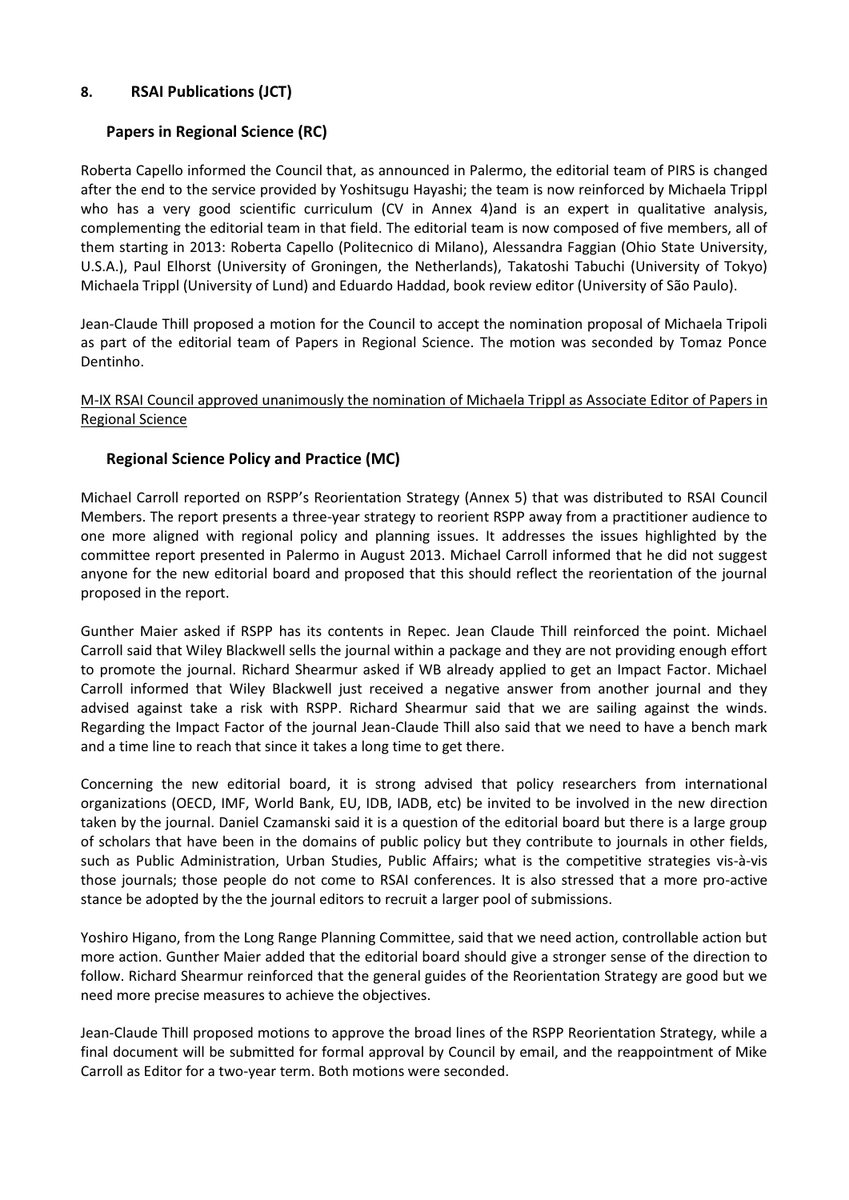## 8. RSAI Publications (JCT)

### Papers in Regional Science (RC)

Roberta Capello informed the Council that, as announced in Palermo, the editorial team of PIRS is changed after the end to the service provided by Yoshitsugu Hayashi; the team is now reinforced by Michaela Trippl who has a very good scientific curriculum (CV in Annex 4)and is an expert in qualitative analysis, complementing the editorial team in that field. The editorial team is now composed of five members, all of them starting in 2013: Roberta Capello (Politecnico di Milano), Alessandra Faggian (Ohio State University, U.S.A.), Paul Elhorst (University of Groningen, the Netherlands), Takatoshi Tabuchi (University of Tokyo) Michaela Trippl (University of Lund) and Eduardo Haddad, book review editor (University of São Paulo).

Jean-Claude Thill proposed a motion for the Council to accept the nomination proposal of Michaela Tripoli as part of the editorial team of Papers in Regional Science. The motion was seconded by Tomaz Ponce Dentinho.

<u>M-IX RSAI Council approved unanimously the nomination of Michaela Trippl as Associate Editor of Papers in Regional Science</u>

### Regional Science Policy and Practice (MC)

Michael Carroll reported on RSPP's Reorientation Strategy (Annex 5) that was distributed to RSAI Council Members. The report presents a three-year strategy to reorient RSPP away from a practitioner audience to one more aligned with regional policy and planning issues. It addresses the issues highlighted by the committee report presented in Palermo in August 2013. Michael Carroll informed that he did not suggest anyone for the new editorial board and proposed that this should reflect the reorientation of the journal proposed in the report.

Gunther Maier asked if RSPP has its contents in Repec. Jean Claude Thill reinforced the point. Michael Carroll said that Wiley Blackwell sells the journal within a package and they are not providing enough effort to promote the journal. Richard Shearmur asked if WB already applied to get an Impact Factor. Michael Carroll informed that Wiley Blackwell just received a negative answer from another journal and they advised against take a risk with RSPP. Richard Shearmur said that we are sailing against the winds. Regarding the Impact Factor of the journal Jean-Claude Thill also said that we need to have a bench mark and a time line to reach that since it takes a long time to get there.

Concerning the new editorial board, it is strong advised that policy researchers from international organizations (OECD, IMF, World Bank, EU, IDB, IADB, etc) be invited to be involved in the new direction taken by the journal. Daniel Czamanski said it is a question of the editorial board but there is a large group of scholars that have been in the domains of public policy but they contribute to journals in other fields, such as Public Administration, Urban Studies, Public Affairs; what is the competitive strategies vis-à-vis those journals; those people do not come to RSAI conferences. It is also stressed that a more pro-active stance be adopted by the the journal editors to recruit a larger pool of submissions.

Yoshiro Higano, from the Long Range Planning Committee, said that we need action, controllable action but more action. Gunther Maier added that the editorial board should give a stronger sense of the direction to follow. Richard Shearmur reinforced that the general guides of the Reorientation Strategy are good but we need more precise measures to achieve the objectives.

Jean-Claude Thill proposed motions to approve the broad lines of the RSPP Reorientation Strategy, while a final document will be submitted for formal approval by Council by email, and the reappointment of Mike Carroll as Editor for a two-year term. Both motions were seconded.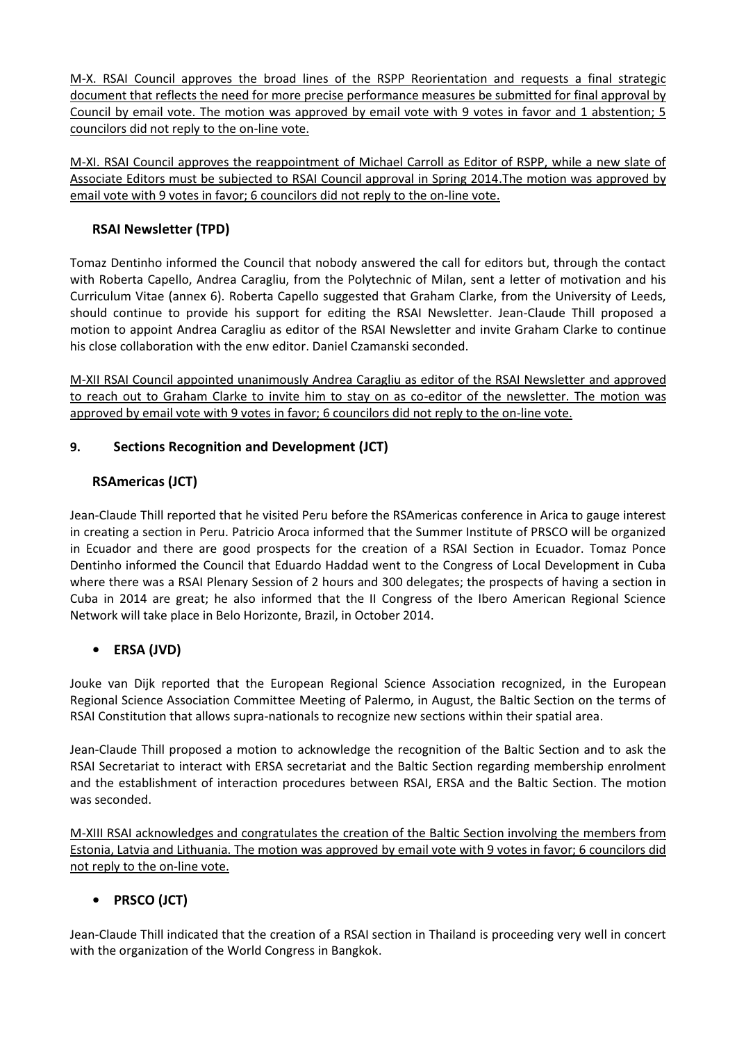M-X. RSAI Council approves the broad lines of the RSPP Reorientation and requests a final strategic document that reflects the need for more precise performance measures be submitted for final approval by Council by email vote. The motion was approved by email vote with 9 votes in favor and 1 abstention; 5 councilors did not reply to the on-line vote.

M-XI. RSAI Council approves the reappointment of Michael Carroll as Editor of RSPP, while a new slate of Associate Editors must be subjected to RSAI Council approval in Spring 2014.The motion was approved by email vote with 9 votes in favor; 6 councilors did not reply to the on-line vote.

### RSAI Newsletter (TPD)

Tomaz Dentinho informed the Council that nobody answered the call for editors but, through the contact with Roberta Capello, Andrea Caragliu, from the Polytechnic of Milan, sent a letter of motivation and his Curriculum Vitae (annex 6). Roberta Capello suggested that Graham Clarke, from the University of Leeds, should continue to provide his support for editing the RSAI Newsletter. Jean-Claude Thill proposed a motion to appoint Andrea Caragliu as editor of the RSAI Newsletter and invite Graham Clarke to continue his close collaboration with the enw editor. Daniel Czamanski seconded.

M-XII RSAI Council appointed unanimously Andrea Caragliu as editor of the RSAI Newsletter and approved to reach out to Graham Clarke to invite him to stay on as co-editor of the newsletter. The motion was approved by email vote with 9 votes in favor; 6 councilors did not reply to the on-line vote.

## 9. Sections Recognition and Development (JCT)

### RSAmericas (JCT)

Jean-Claude Thill reported that he visited Peru before the RSAmericas conference in Arica to gauge interest in creating a section in Peru. Patricio Aroca informed that the Summer Institute of PRSCO will be organized in Ecuador and there are good prospects for the creation of a RSAI Section in Ecuador. Tomaz Ponce Dentinho informed the Council that Eduardo Haddad went to the Congress of Local Development in Cuba where there was a RSAI Plenary Session of 2 hours and 300 delegates; the prospects of having a section in Cuba in 2014 are great; he also informed that the II Congress of the Ibero American Regional Science Network will take place in Belo Horizonte, Brazil, in October 2014.

- **ERSA (JVD)**

Jouke van Dijk reported that the European Regional Science Association recognized, in the European Regional Science Association Committee Meeting of Palermo, in August, the Baltic Section on the terms of RSAI Constitution that allows supra-nationals to recognize new sections within their spatial area.

Jean-Claude Thill proposed a motion to acknowledge the recognition of the Baltic Section and to ask the RSAI Secretariat to interact with ERSA secretariat and the Baltic Section regarding membership enrolment and the establishment of interaction procedures between RSAI, ERSA and the Baltic Section. The motion was seconded.

M-XIII RSAI acknowledges and congratulates the creation of the Baltic Section involving the members from Estonia, Latvia and Lithuania. The motion was approved by email vote with 9 votes in favor; 6 councilors did not reply to the on-line vote.

- **PRSCO (JCT)**

Jean-Claude Thill indicated that the creation of a RSAI section in Thailand is proceeding very well in concert with the organization of the World Congress in Bangkok.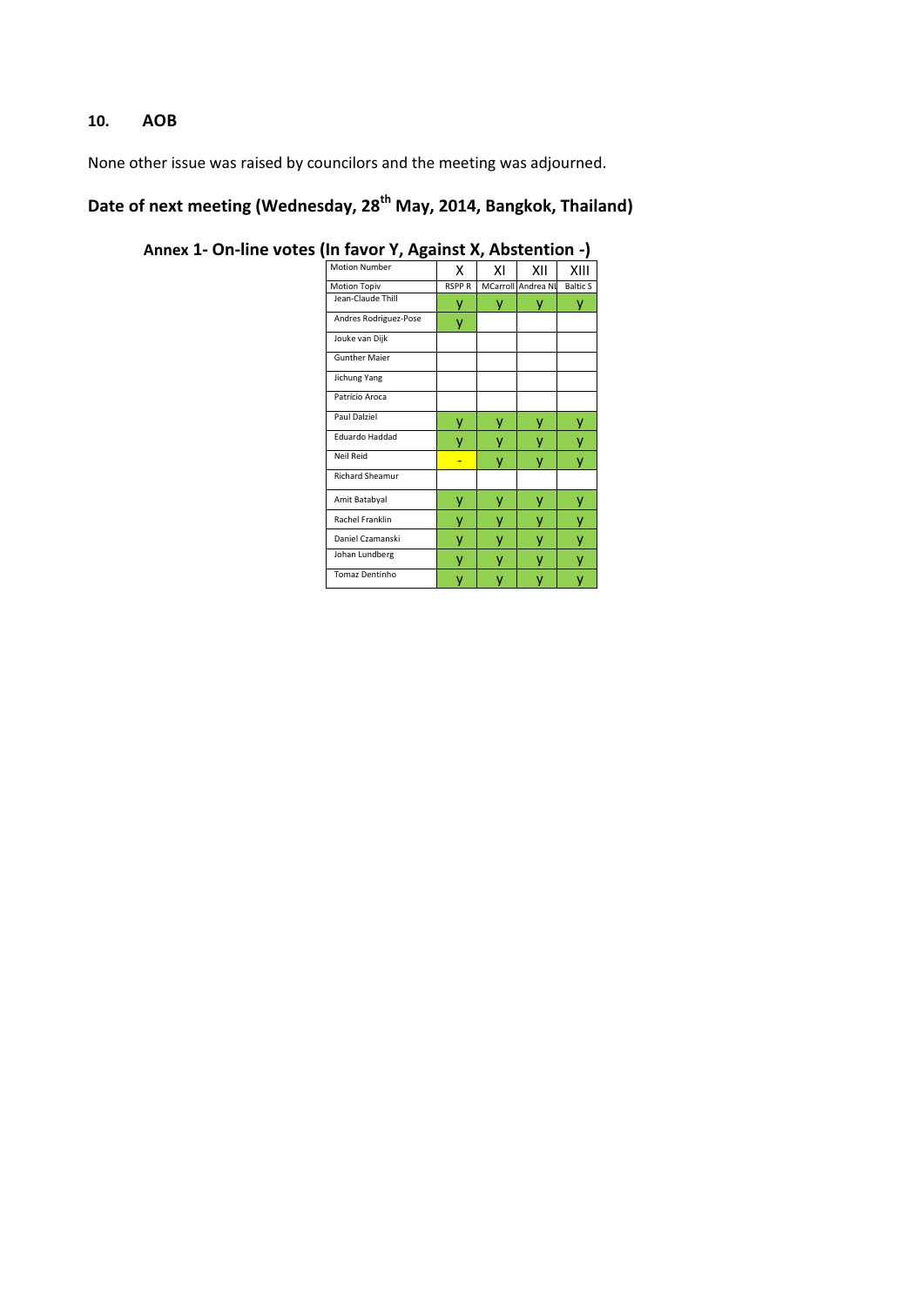## 10. AOB

None other issue was raised by councilors and the meeting was adjourned.

## Date of next meeting (Wednesday, 28th May, 2014, Bangkok, Thailand)

### Annex 1- On-line votes (In favor Y, Against X, Abstention -)

| Motion Number | X | XI | XII | XIII |
|---|---|---|---|---|
| Motion Topiv | RSPP R | MCarroll | Andrea NL | Baltic S |
| Jean-Claude Thill | y | y | y | y |
| Andres Rodriguez-Pose | y | | | |
| Jouke van Dijk | | | | |
| Gunther Maier | | | | |
| Jichung Yang | | | | |
| Patricio Aroca | | | | |
| Paul Dalziel | y | y | y | y |
| Eduardo Haddad | y | y | y | y |
| Neil Reid | - | y | y | y |
| Richard Sheamur | | | | |
| Amit Batabyal | y | y | y | y |
| Rachel Franklin | y | y | y | y |
| Daniel Czamanski | y | y | y | y |
| Johan Lundberg | y | y | y | y |
| Tomaz Dentinho | y | y | y | y |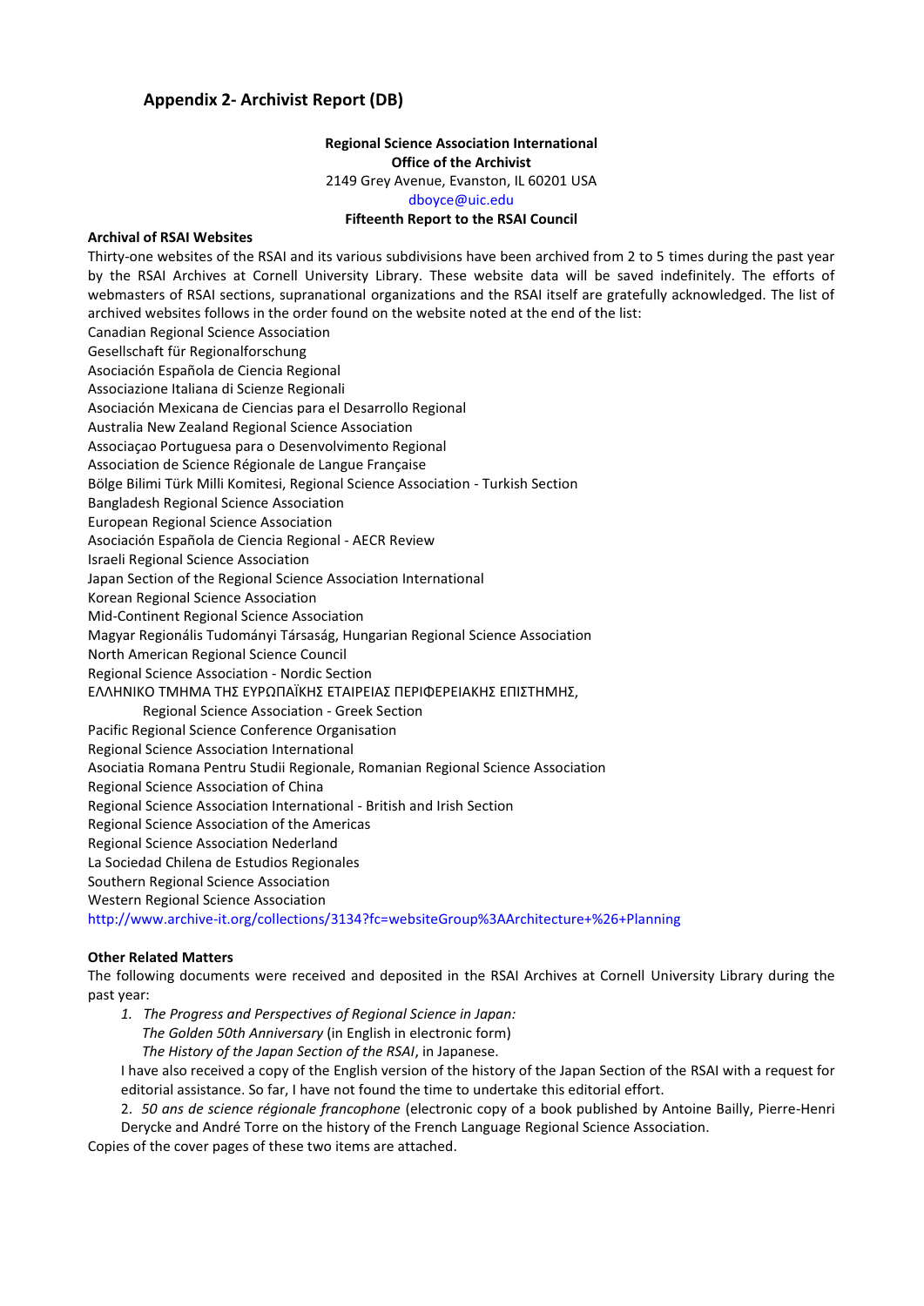## Appendix 2- Archivist Report (DB)

**Regional Science Association International**
**Office of the Archivist**
2149 Grey Avenue, Evanston, IL 60201 USA
dboyce@uic.edu
**Fifteenth Report to the RSAI Council**

**Archival of RSAI Websites**

Thirty-one websites of the RSAI and its various subdivisions have been archived from 2 to 5 times during the past year by the RSAI Archives at Cornell University Library. These website data will be saved indefinitely. The efforts of webmasters of RSAI sections, supranational organizations and the RSAI itself are gratefully acknowledged. The list of archived websites follows in the order found on the website noted at the end of the list:

Canadian Regional Science Association
Gesellschaft für Regionalforschung
Asociación Española de Ciencia Regional
Associazione Italiana di Scienze Regionali
Asociación Mexicana de Ciencias para el Desarrollo Regional
Australia New Zealand Regional Science Association
Associaçao Portuguesa para o Desenvolvimento Regional
Association de Science Régionale de Langue Française
Bölge Bilimi Türk Milli Komitesi, Regional Science Association - Turkish Section
Bangladesh Regional Science Association
European Regional Science Association
Asociación Española de Ciencia Regional - AECR Review
Israeli Regional Science Association
Japan Section of the Regional Science Association International
Korean Regional Science Association
Mid-Continent Regional Science Association
Magyar Regionális Tudományi Társaság, Hungarian Regional Science Association
North American Regional Science Council
Regional Science Association - Nordic Section
ΕΛΛΗΝΙΚΟ ΤΜΗΜΑ ΤΗΣ ΕΥΡΩΠΑΪΚΗΣ ΕΤΑΙΡΕΙΑΣ ΠΕΡΙΦΕΡΕΙΑΚΗΣ ΕΠΙΣΤΗΜΗΣ,
Regional Science Association - Greek Section
Pacific Regional Science Conference Organisation
Regional Science Association International
Asociatia Romana Pentru Studii Regionale, Romanian Regional Science Association
Regional Science Association of China
Regional Science Association International - British and Irish Section
Regional Science Association of the Americas
Regional Science Association Nederland
La Sociedad Chilena de Estudios Regionales
Southern Regional Science Association
Western Regional Science Association
http://www.archive-it.org/collections/3134?fc=websiteGroup%3AArchitecture+%26+Planning

**Other Related Matters**

The following documents were received and deposited in the RSAI Archives at Cornell University Library during the past year:

1. *The Progress and Perspectives of Regional Science in Japan: The Golden 50th Anniversary* (in English in electronic form)
   *The History of the Japan Section of the RSAI*, in Japanese.

   I have also received a copy of the English version of the history of the Japan Section of the RSAI with a request for editorial assistance. So far, I have not found the time to undertake this editorial effort.

2. *50 ans de science régionale francophone* (electronic copy of a book published by Antoine Bailly, Pierre-Henri Derycke and André Torre on the history of the French Language Regional Science Association.

Copies of the cover pages of these two items are attached.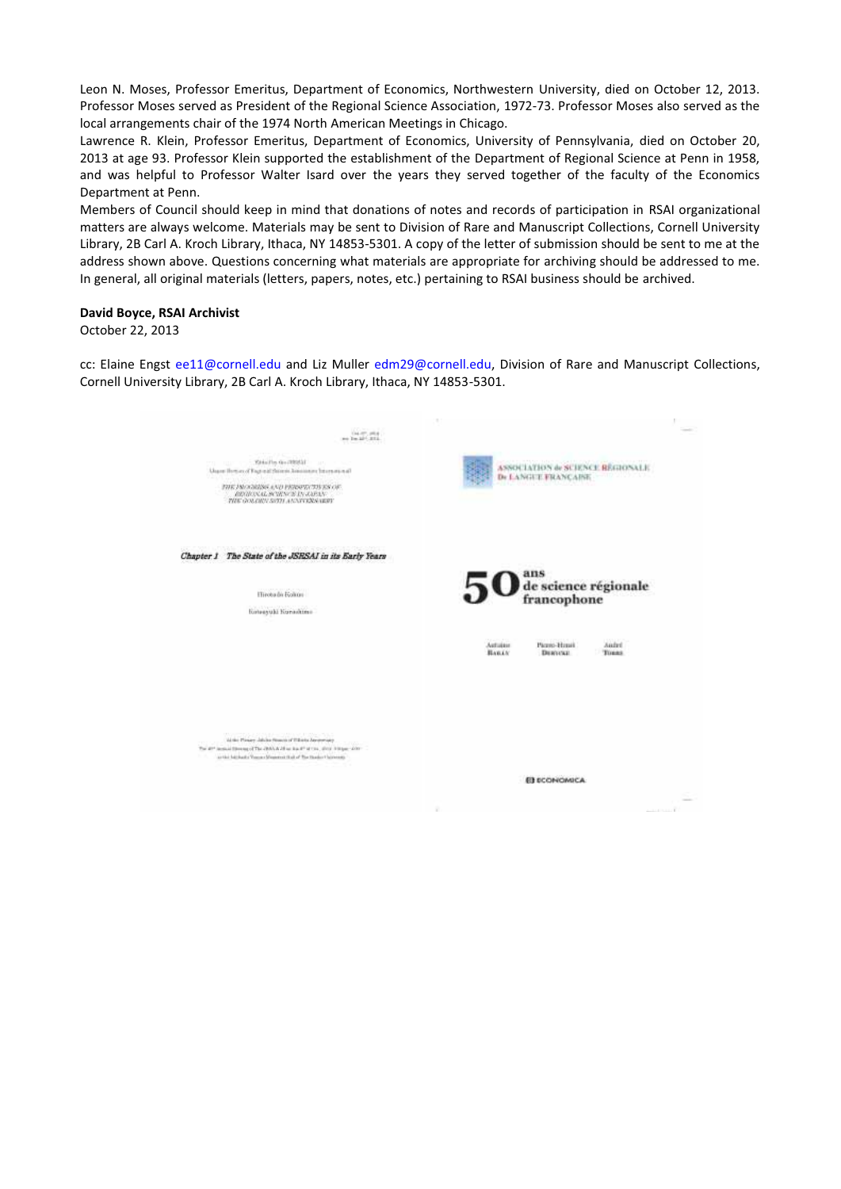Leon N. Moses, Professor Emeritus, Department of Economics, Northwestern University, died on October 12, 2013. Professor Moses served as President of the Regional Science Association, 1972-73. Professor Moses also served as the local arrangements chair of the 1974 North American Meetings in Chicago.

Lawrence R. Klein, Professor Emeritus, Department of Economics, University of Pennsylvania, died on October 20, 2013 at age 93. Professor Klein supported the establishment of the Department of Regional Science at Penn in 1958, and was helpful to Professor Walter Isard over the years they served together of the faculty of the Economics Department at Penn.

Members of Council should keep in mind that donations of notes and records of participation in RSAI organizational matters are always welcome. Materials may be sent to Division of Rare and Manuscript Collections, Cornell University Library, 2B Carl A. Kroch Library, Ithaca, NY 14853-5301. A copy of the letter of submission should be sent to me at the address shown above. Questions concerning what materials are appropriate for archiving should be addressed to me. In general, all original materials (letters, papers, notes, etc.) pertaining to RSAI business should be archived.

**David Boyce, RSAI Archivist**
October 22, 2013

cc: Elaine Engst ee11@cornell.edu and Liz Muller edm29@cornell.edu, Division of Rare and Manuscript Collections, Cornell University Library, 2B Carl A. Kroch Library, Ithaca, NY 14853-5301.

THE PROGRESS AND PERSPECTIVES OF REGIONAL SCIENCE IN JAPAN
THE GOLDEN 50TH ANNIVERSARY

*Chapter 1 The State of the JSRSAI in its Early Years*

Hirotada Kohno

Katsuyuki Kurashima

ASSOCIATION de SCIENCE RÉGIONALE De LANGUE FRANÇAISE

**50 ans de science régionale francophone**

Antoine Bailly — Pierre-Henri Derycke — André Torre

ECONOMICA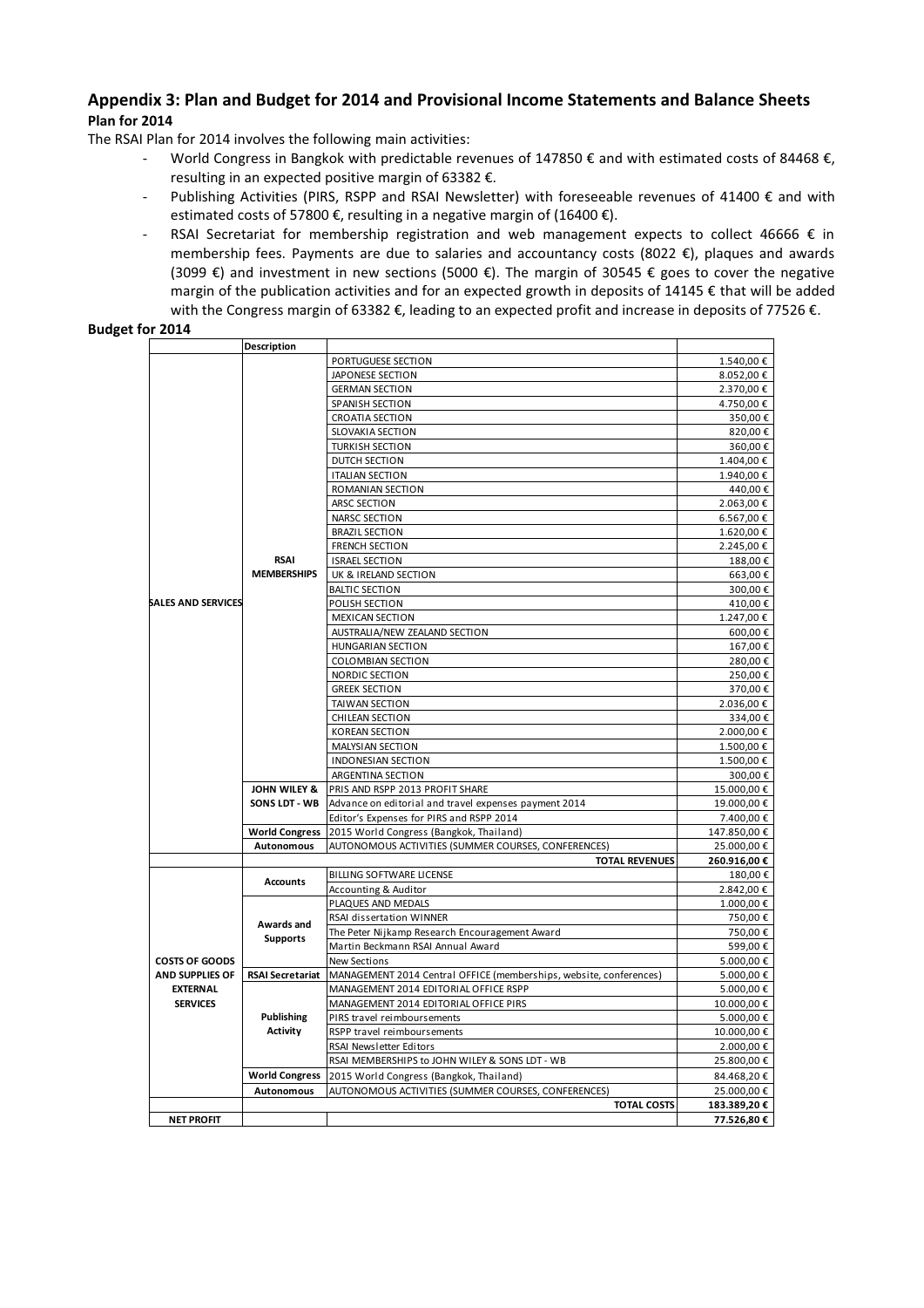## Appendix 3: Plan and Budget for 2014 and Provisional Income Statements and Balance Sheets

### Plan for 2014

The RSAI Plan for 2014 involves the following main activities:

- World Congress in Bangkok with predictable revenues of 147850 € and with estimated costs of 84468 €, resulting in an expected positive margin of 63382 €.
- Publishing Activities (PIRS, RSPP and RSAI Newsletter) with foreseeable revenues of 41400 € and with estimated costs of 57800 €, resulting in a negative margin of (16400 €).
- RSAI Secretariat for membership registration and web management expects to collect 46666 € in membership fees. Payments are due to salaries and accountancy costs (8022 €), plaques and awards (3099 €) and investment in new sections (5000 €). The margin of 30545 € goes to cover the negative margin of the publication activities and for an expected growth in deposits of 14145 € that will be added with the Congress margin of 63382 €, leading to an expected profit and increase in deposits of 77526 €.

### Budget for 2014

| | Description | | |
|---|---|---|---|
| SALES AND SERVICES | RSAI MEMBERSHIPS | PORTUGUESE SECTION | 1.540,00 € |
| | | JAPONESE SECTION | 8.052,00 € |
| | | GERMAN SECTION | 2.370,00 € |
| | | SPANISH SECTION | 4.750,00 € |
| | | CROATIA SECTION | 350,00 € |
| | | SLOVAKIA SECTION | 820,00 € |
| | | TURKISH SECTION | 360,00 € |
| | | DUTCH SECTION | 1.404,00 € |
| | | ITALIAN SECTION | 1.940,00 € |
| | | ROMANIAN SECTION | 440,00 € |
| | | ARSC SECTION | 2.063,00 € |
| | | NARSC SECTION | 6.567,00 € |
| | | BRAZIL SECTION | 1.620,00 € |
| | | FRENCH SECTION | 2.245,00 € |
| | | ISRAEL SECTION | 188,00 € |
| | | UK & IRELAND SECTION | 663,00 € |
| | | BALTIC SECTION | 300,00 € |
| | | POLISH SECTION | 410,00 € |
| | | MEXICAN SECTION | 1.247,00 € |
| | | AUSTRALIA/NEW ZEALAND SECTION | 600,00 € |
| | | HUNGARIAN SECTION | 167,00 € |
| | | COLOMBIAN SECTION | 280,00 € |
| | | NORDIC SECTION | 250,00 € |
| | | GREEK SECTION | 370,00 € |
| | | TAIWAN SECTION | 2.036,00 € |
| | | CHILEAN SECTION | 334,00 € |
| | | KOREAN SECTION | 2.000,00 € |
| | | MALYSIAN SECTION | 1.500,00 € |
| | | INDONESIAN SECTION | 1.500,00 € |
| | | ARGENTINA SECTION | 300,00 € |
| | JOHN WILEY & SONS LDT - WB | PRIS AND RSPP 2013 PROFIT SHARE | 15.000,00 € |
| | | Advance on editorial and travel expenses payment 2014 | 19.000,00 € |
| | | Editor's Expenses for PIRS and RSPP 2014 | 7.400,00 € |
| | World Congress | 2015 World Congress (Bangkok, Thailand) | 147.850,00 € |
| | Autonomous | AUTONOMOUS ACTIVITIES (SUMMER COURSES, CONFERENCES) | 25.000,00 € |
| | | **TOTAL REVENUES** | **260.916,00 €** |
| COSTS OF GOODS AND SUPPLIES OF EXTERNAL SERVICES | Accounts | BILLING SOFTWARE LICENSE | 180,00 € |
| | | Accounting & Auditor | 2.842,00 € |
| | Awards and Supports | PLAQUES AND MEDALS | 1.000,00 € |
| | | RSAI dissertation WINNER | 750,00 € |
| | | The Peter Nijkamp Research Encouragement Award | 750,00 € |
| | | Martin Beckmann RSAI Annual Award | 599,00 € |
| | | New Sections | 5.000,00 € |
| | RSAI Secretariat | MANAGEMENT 2014 Central OFFICE (memberships, website, conferences) | 5.000,00 € |
| | Publishing Activity | MANAGEMENT 2014 EDITORIAL OFFICE RSPP | 5.000,00 € |
| | | MANAGEMENT 2014 EDITORIAL OFFICE PIRS | 10.000,00 € |
| | | PIRS travel reimboursements | 5.000,00 € |
| | | RSPP travel reimboursements | 10.000,00 € |
| | | RSAI Newsletter Editors | 2.000,00 € |
| | | RSAI MEMBERSHIPS to JOHN WILEY & SONS LDT - WB | 25.800,00 € |
| | World Congress | 2015 World Congress (Bangkok, Thailand) | 84.468,20 € |
| | Autonomous | AUTONOMOUS ACTIVITIES (SUMMER COURSES, CONFERENCES) | 25.000,00 € |
| | | **TOTAL COSTS** | **183.389,20 €** |
| **NET PROFIT** | | | **77.526,80 €** |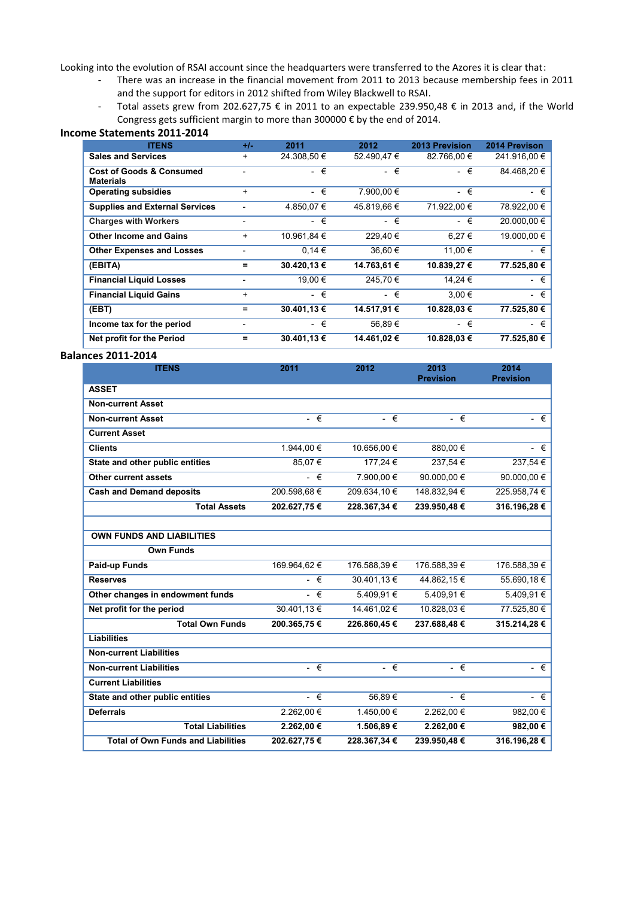Looking into the evolution of RSAI account since the headquarters were transferred to the Azores it is clear that:

- There was an increase in the financial movement from 2011 to 2013 because membership fees in 2011 and the support for editors in 2012 shifted from Wiley Blackwell to RSAI.
- Total assets grew from 202.627,75 € in 2011 to an expectable 239.950,48 € in 2013 and, if the World Congress gets sufficient margin to more than 300000 € by the end of 2014.

## Income Statements 2011-2014

| ITENS | +/- | 2011 | 2012 | 2013 Prevision | 2014 Previson |
|---|---|---|---|---|---|
| **Sales and Services** | + | 24.308,50 € | 52.490,47 € | 82.766,00 € | 241.916,00 € |
| **Cost of Goods & Consumed Materials** | - | - € | - € | - € | 84.468,20 € |
| **Operating subsidies** | + | - € | 7.900,00 € | - € | - € |
| **Supplies and External Services** | - | 4.850,07 € | 45.819,66 € | 71.922,00 € | 78.922,00 € |
| **Charges with Workers** | - | - € | - € | - € | 20.000,00 € |
| **Other Income and Gains** | + | 10.961,84 € | 229,40 € | 6,27 € | 19.000,00 € |
| **Other Expenses and Losses** | - | 0,14 € | 36,60 € | 11,00 € | - € |
| **(EBITA)** | **=** | **30.420,13 €** | **14.763,61 €** | **10.839,27 €** | **77.525,80 €** |
| **Financial Liquid Losses** | - | 19,00 € | 245,70 € | 14,24 € | - € |
| **Financial Liquid Gains** | + | - € | - € | 3,00 € | - € |
| **(EBT)** | **=** | **30.401,13 €** | **14.517,91 €** | **10.828,03 €** | **77.525,80 €** |
| **Income tax for the period** | - | - € | 56,89 € | - € | - € |
| **Net profit for the Period** | **=** | **30.401,13 €** | **14.461,02 €** | **10.828,03 €** | **77.525,80 €** |

## Balances 2011-2014

| ITENS | 2011 | 2012 | 2013 Prevision | 2014 Prevision |
|---|---|---|---|---|
| **ASSET** | | | | |
| **Non-current Asset** | | | | |
| **Non-current Asset** | - € | - € | - € | - € |
| **Current Asset** | | | | |
| **Clients** | 1.944,00 € | 10.656,00 € | 880,00 € | - € |
| **State and other public entities** | 85,07 € | 177,24 € | 237,54 € | 237,54 € |
| **Other current assets** | - € | 7.900,00 € | 90.000,00 € | 90.000,00 € |
| **Cash and Demand deposits** | 200.598,68 € | 209.634,10 € | 148.832,94 € | 225.958,74 € |
| **Total Assets** | **202.627,75 €** | **228.367,34 €** | **239.950,48 €** | **316.196,28 €** |
| | | | | |
| **OWN FUNDS AND LIABILITIES** | | | | |
| **Own Funds** | | | | |
| **Paid-up Funds** | 169.964,62 € | 176.588,39 € | 176.588,39 € | 176.588,39 € |
| **Reserves** | - € | 30.401,13 € | 44.862,15 € | 55.690,18 € |
| **Other changes in endowment funds** | - € | 5.409,91 € | 5.409,91 € | 5.409,91 € |
| **Net profit for the period** | 30.401,13 € | 14.461,02 € | 10.828,03 € | 77.525,80 € |
| **Total Own Funds** | **200.365,75 €** | **226.860,45 €** | **237.688,48 €** | **315.214,28 €** |
| **Liabilities** | | | | |
| **Non-current Liabilities** | | | | |
| **Non-current Liabilities** | - € | - € | - € | - € |
| **Current Liabilities** | | | | |
| **State and other public entities** | - € | 56,89 € | - € | - € |
| **Deferrals** | 2.262,00 € | 1.450,00 € | 2.262,00 € | 982,00 € |
| **Total Liabilities** | **2.262,00 €** | **1.506,89 €** | **2.262,00 €** | **982,00 €** |
| **Total of Own Funds and Liabilities** | **202.627,75 €** | **228.367,34 €** | **239.950,48 €** | **316.196,28 €** |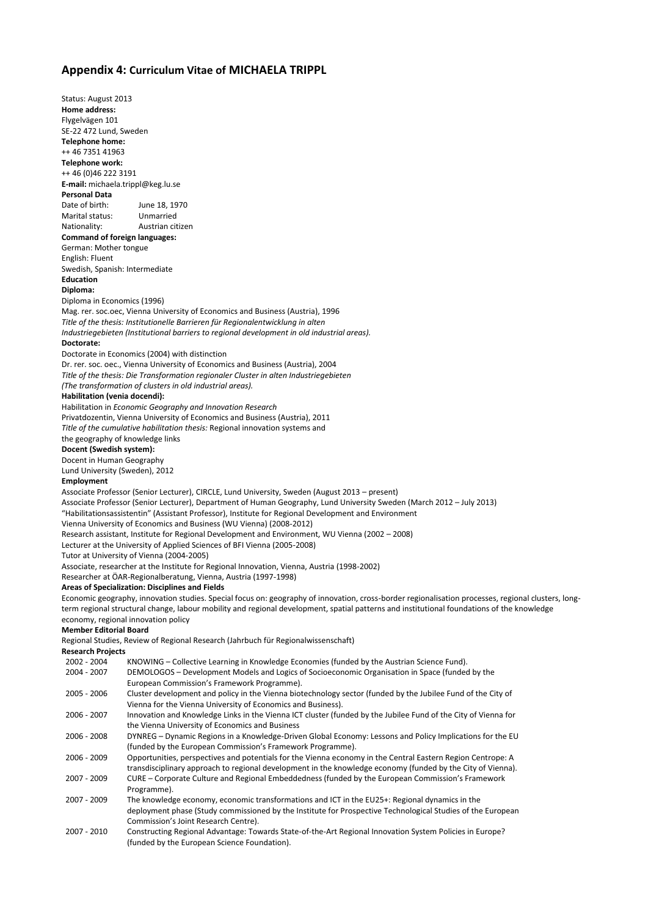## Appendix 4: Curriculum Vitae of MICHAELA TRIPPL

Status: August 2013

**Home address:**
Flygelvägen 101
SE-22 472 Lund, Sweden

**Telephone home:**
++ 46 7351 41963

**Telephone work:**
++ 46 (0)46 222 3191

**E-mail:** michaela.trippl@keg.lu.se

**Personal Data**

Date of birth: June 18, 1970
Marital status: Unmarried
Nationality: Austrian citizen

**Command of foreign languages:**

German: Mother tongue
English: Fluent
Swedish, Spanish: Intermediate

**Education**

**Diploma:**

Diploma in Economics (1996)
Mag. rer. soc.oec, Vienna University of Economics and Business (Austria), 1996
*Title of the thesis: Institutionelle Barrieren für Regionalentwicklung in alten Industriegebieten (Institutional barriers to regional development in old industrial areas).*

**Doctorate:**

Doctorate in Economics (2004) with distinction
Dr. rer. soc. oec., Vienna University of Economics and Business (Austria), 2004
*Title of the thesis: Die Transformation regionaler Cluster in alten Industriegebieten (The transformation of clusters in old industrial areas).*

**Habilitation (venia docendi):**

Habilitation in *Economic Geography and Innovation Research*
Privatdozentin, Vienna University of Economics and Business (Austria), 2011
*Title of the cumulative habilitation thesis:* Regional innovation systems and the geography of knowledge links

**Docent (Swedish system):**

Docent in Human Geography
Lund University (Sweden), 2012

**Employment**

Associate Professor (Senior Lecturer), CIRCLE, Lund University, Sweden (August 2013 – present)
Associate Professor (Senior Lecturer), Department of Human Geography, Lund University Sweden (March 2012 – July 2013)
"Habilitationsassistentin" (Assistant Professor), Institute for Regional Development and Environment
Vienna University of Economics and Business (WU Vienna) (2008-2012)
Research assistant, Institute for Regional Development and Environment, WU Vienna (2002 – 2008)
Lecturer at the University of Applied Sciences of BFI Vienna (2005-2008)
Tutor at University of Vienna (2004-2005)
Associate, researcher at the Institute for Regional Innovation, Vienna, Austria (1998-2002)
Researcher at ÖAR-Regionalberatung, Vienna, Austria (1997-1998)

**Areas of Specialization: Disciplines and Fields**

Economic geography, innovation studies. Special focus on: geography of innovation, cross-border regionalisation processes, regional clusters, long-term regional structural change, labour mobility and regional development, spatial patterns and institutional foundations of the knowledge economy, regional innovation policy

**Member Editorial Board**

Regional Studies, Review of Regional Research (Jahrbuch für Regionalwissenschaft)

**Research Projects**

| | |
|---|---|
| 2002 - 2004 | KNOWING – Collective Learning in Knowledge Economies (funded by the Austrian Science Fund). |
| 2004 - 2007 | DEMOLOGOS – Development Models and Logics of Socioeconomic Organisation in Space (funded by the European Commission's Framework Programme). |
| 2005 - 2006 | Cluster development and policy in the Vienna biotechnology sector (funded by the Jubilee Fund of the City of Vienna for the Vienna University of Economics and Business). |
| 2006 - 2007 | Innovation and Knowledge Links in the Vienna ICT cluster (funded by the Jubilee Fund of the City of Vienna for the Vienna University of Economics and Business |
| 2006 - 2008 | DYNREG – Dynamic Regions in a Knowledge-Driven Global Economy: Lessons and Policy Implications for the EU (funded by the European Commission's Framework Programme). |
| 2006 - 2009 | Opportunities, perspectives and potentials for the Vienna economy in the Central Eastern Region Centrope: A transdisciplinary approach to regional development in the knowledge economy (funded by the City of Vienna). |
| 2007 - 2009 | CURE – Corporate Culture and Regional Embeddedness (funded by the European Commission's Framework Programme). |
| 2007 - 2009 | The knowledge economy, economic transformations and ICT in the EU25+: Regional dynamics in the deployment phase (Study commissioned by the Institute for Prospective Technological Studies of the European Commission's Joint Research Centre). |
| 2007 - 2010 | Constructing Regional Advantage: Towards State-of-the-Art Regional Innovation System Policies in Europe? (funded by the European Science Foundation). |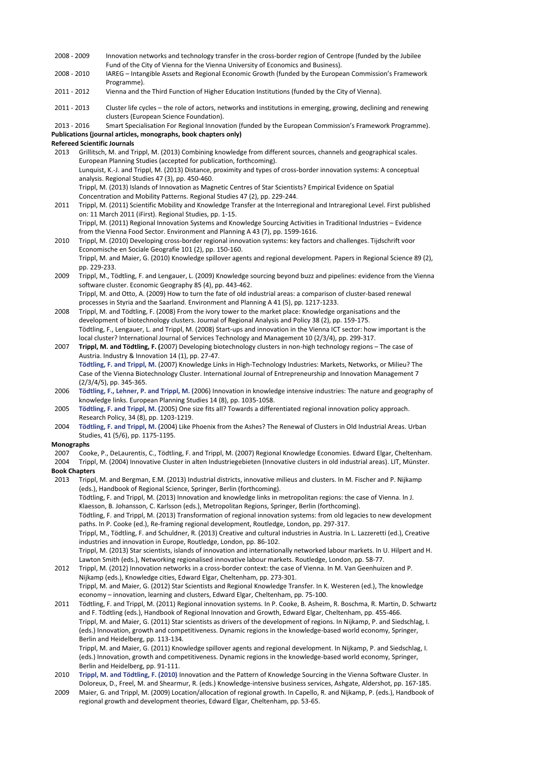| | |
|---|---|
| 2008 - 2009 | Innovation networks and technology transfer in the cross-border region of Centrope (funded by the Jubilee Fund of the City of Vienna for the Vienna University of Economics and Business). |
| 2008 - 2010 | IAREG – Intangible Assets and Regional Economic Growth (funded by the European Commission's Framework Programme). |
| 2011 - 2012 | Vienna and the Third Function of Higher Education Institutions (funded by the City of Vienna). |
| 2011 - 2013 | Cluster life cycles – the role of actors, networks and institutions in emerging, growing, declining and renewing clusters (European Science Foundation). |
| 2013 - 2016 | Smart Specialisation For Regional Innovation (funded by the European Commission's Framework Programme). |

**Publications (journal articles, monographs, book chapters only)**

**Refereed Scientific Journals**

2013 Grillitsch, M. and Trippl, M. (2013) Combining knowledge from different sources, channels and geographical scales. European Planning Studies (accepted for publication, forthcoming).

Lunquist, K.-J. and Trippl, M. (2013) Distance, proximity and types of cross-border innovation systems: A conceptual analysis. Regional Studies 47 (3), pp. 450-460.

Trippl, M. (2013) Islands of Innovation as Magnetic Centres of Star Scientists? Empirical Evidence on Spatial Concentration and Mobility Patterns. Regional Studies 47 (2), pp. 229-244.

2011 Trippl, M. (2011) Scientific Mobility and Knowledge Transfer at the Interregional and Intraregional Level. First published on: 11 March 2011 (iFirst). Regional Studies, pp. 1-15.

Trippl, M. (2011) Regional Innovation Systems and Knowledge Sourcing Activities in Traditional Industries – Evidence from the Vienna Food Sector. Environment and Planning A 43 (7), pp. 1599-1616.

2010 Trippl, M. (2010) Developing cross-border regional innovation systems: key factors and challenges. Tijdschrift voor Economische en Sociale Geografie 101 (2), pp. 150-160.

Trippl, M. and Maier, G. (2010) Knowledge spillover agents and regional development. Papers in Regional Science 89 (2), pp. 229-233.

2009 Trippl, M., Tödtling, F. and Lengauer, L. (2009) Knowledge sourcing beyond buzz and pipelines: evidence from the Vienna software cluster. Economic Geography 85 (4), pp. 443-462.

Trippl, M. and Otto, A. (2009) How to turn the fate of old industrial areas: a comparison of cluster-based renewal processes in Styria and the Saarland. Environment and Planning A 41 (5), pp. 1217-1233.

2008 Trippl, M. and Tödtling, F. (2008) From the ivory tower to the market place: Knowledge organisations and the development of biotechnology clusters. Journal of Regional Analysis and Policy 38 (2), pp. 159-175.

Tödtling, F., Lengauer, L. and Trippl, M. (2008) Start-ups and innovation in the Vienna ICT sector: how important is the local cluster? International Journal of Services Technology and Management 10 (2/3/4), pp. 299-317.

2007 **Trippl, M. and Tödtling, F. (**2007) Developing biotechnology clusters in non-high technology regions – The case of Austria. Industry & Innovation 14 (1), pp. 27-47.

**Tödtling, F. and Trippl, M.** (2007) Knowledge Links in High-Technology Industries: Markets, Networks, or Milieu? The Case of the Vienna Biotechnology Cluster. International Journal of Entrepreneurship and Innovation Management 7 (2/3/4/5), pp. 345-365.

2006 **Tödtling, F., Lehner, P. and Trippl, M.** (2006) Innovation in knowledge intensive industries: The nature and geography of knowledge links. European Planning Studies 14 (8), pp. 1035-1058.

2005 **Tödtling, F. and Trippl, M. (**2005) One size fits all? Towards a differentiated regional innovation policy approach. Research Policy, 34 (8), pp. 1203-1219.

2004 **Tödtling, F. and Trippl, M. (**2004) Like Phoenix from the Ashes? The Renewal of Clusters in Old Industrial Areas. Urban Studies, 41 (5/6), pp. 1175-1195.

**Monographs**

2007 Cooke, P., DeLaurentis, C., Tödtling, F. and Trippl, M. (2007) Regional Knowledge Economies. Edward Elgar, Cheltenham.

2004 Trippl, M. (2004) Innovative Cluster in alten Industriegebieten (Innovative clusters in old industrial areas). LIT, Münster.

**Book Chapters**

2013 Trippl, M. and Bergman, E.M. (2013) Industrial districts, innovative milieus and clusters. In M. Fischer and P. Nijkamp (eds.), Handbook of Regional Science, Springer, Berlin (forthcoming).

Tödtling, F. and Trippl, M. (2013) Innovation and knowledge links in metropolitan regions: the case of Vienna. In J. Klaesson, B. Johansson, C. Karlsson (eds.), Metropolitan Regions, Springer, Berlin (forthcoming).

Tödtling, F. and Trippl, M. (2013) Transformation of regional innovation systems: from old legacies to new development paths. In P. Cooke (ed.), Re-framing regional development, Routledge, London, pp. 297-317.

Trippl, M., Tödtling, F. and Schuldner, R. (2013) Creative and cultural industries in Austria. In L. Lazzeretti (ed.), Creative industries and innovation in Europe, Routledge, London, pp. 86-102.

Trippl, M. (2013) Star scientists, islands of innovation and internationally networked labour markets. In U. Hilpert and H. Lawton Smith (eds.), Networking regionalised innovative labour markets. Routledge, London, pp. 58-77.

2012 Trippl, M. (2012) Innovation networks in a cross-border context: the case of Vienna. In M. Van Geenhuizen and P. Nijkamp (eds.), Knowledge cities, Edward Elgar, Cheltenham, pp. 273-301.

Trippl, M. and Maier, G. (2012) Star Scientists and Regional Knowledge Transfer. In K. Westeren (ed.), The knowledge economy – innovation, learning and clusters, Edward Elgar, Cheltenham, pp. 75-100.

2011 Tödtling, F. and Trippl, M. (2011) Regional innovation systems. In P. Cooke, B. Asheim, R. Boschma, R. Martin, D. Schwartz and F. Tödtling (eds.), Handbook of Regional Innovation and Growth, Edward Elgar, Cheltenham, pp. 455-466.

Trippl, M. and Maier, G. (2011) Star scientists as drivers of the development of regions. In Nijkamp, P. and Siedschlag, I. (eds.) Innovation, growth and competitiveness. Dynamic regions in the knowledge-based world economy, Springer, Berlin and Heidelberg, pp. 113-134.

Trippl, M. and Maier, G. (2011) Knowledge spillover agents and regional development. In Nijkamp, P. and Siedschlag, I. (eds.) Innovation, growth and competitiveness. Dynamic regions in the knowledge-based world economy, Springer, Berlin and Heidelberg, pp. 91-111.

2010 **Trippl, M. and Tödtling, F. (2010)** Innovation and the Pattern of Knowledge Sourcing in the Vienna Software Cluster. In Doloreux, D., Freel, M. and Shearmur, R. (eds.) Knowledge-intensive business services, Ashgate, Aldershot, pp. 167-185.

2009 Maier, G. and Trippl, M. (2009) Location/allocation of regional growth. In Capello, R. and Nijkamp, P. (eds.), Handbook of regional growth and development theories, Edward Elgar, Cheltenham, pp. 53-65.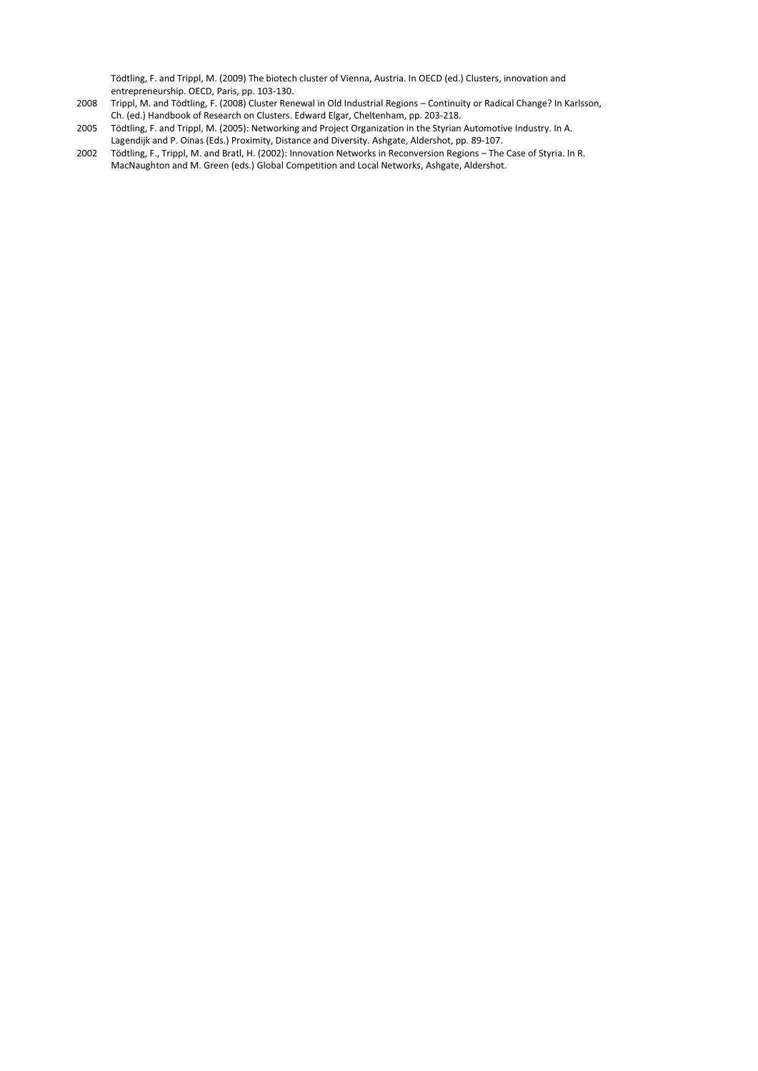Tödtling, F. and Trippl, M. (2009) The biotech cluster of Vienna, Austria. In OECD (ed.) Clusters, innovation and entrepreneurship. OECD, Paris, pp. 103-130.

2008 Trippl, M. and Tödtling, F. (2008) Cluster Renewal in Old Industrial Regions – Continuity or Radical Change? In Karlsson, Ch. (ed.) Handbook of Research on Clusters. Edward Elgar, Cheltenham, pp. 203-218.

2005 Tödtling, F. and Trippl, M. (2005): Networking and Project Organization in the Styrian Automotive Industry. In A. Lagendijk and P. Oinas (Eds.) Proximity, Distance and Diversity. Ashgate, Aldershot, pp. 89-107.

2002 Tödtling, F., Trippl, M. and Bratl, H. (2002): Innovation Networks in Reconversion Regions – The Case of Styria. In R. MacNaughton and M. Green (eds.) Global Competition and Local Networks, Ashgate, Aldershot.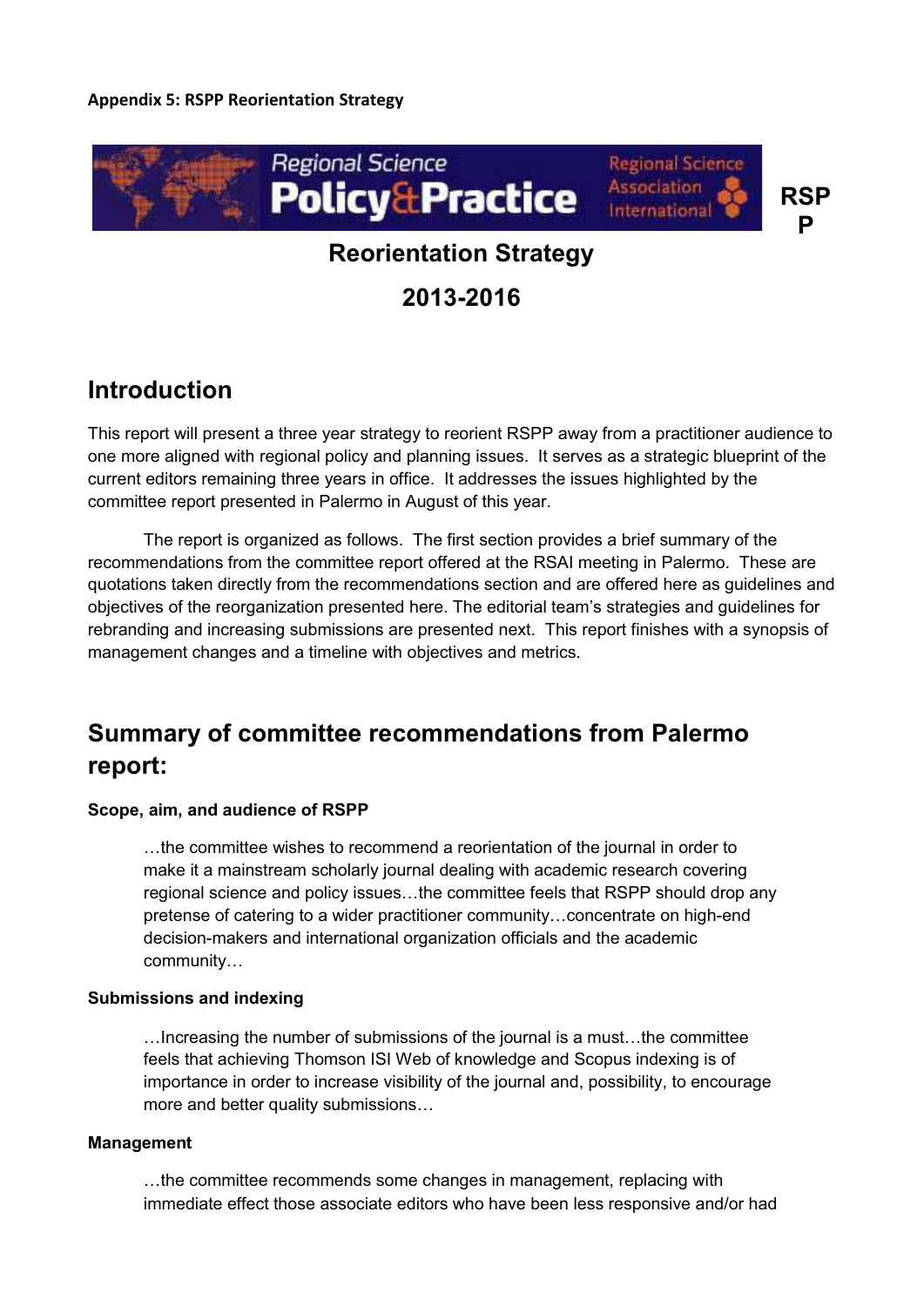**Appendix 5: RSPP Reorientation Strategy**

Regional Science Policy&Practice — Regional Science Association International — RSPP

## Reorientation Strategy

## 2013-2016

# Introduction

This report will present a three year strategy to reorient RSPP away from a practitioner audience to one more aligned with regional policy and planning issues. It serves as a strategic blueprint of the current editors remaining three years in office. It addresses the issues highlighted by the committee report presented in Palermo in August of this year.

The report is organized as follows. The first section provides a brief summary of the recommendations from the committee report offered at the RSAI meeting in Palermo. These are quotations taken directly from the recommendations section and are offered here as guidelines and objectives of the reorganization presented here. The editorial team's strategies and guidelines for rebranding and increasing submissions are presented next. This report finishes with a synopsis of management changes and a timeline with objectives and metrics.

# Summary of committee recommendations from Palermo report:

**Scope, aim, and audience of RSPP**

> …the committee wishes to recommend a reorientation of the journal in order to make it a mainstream scholarly journal dealing with academic research covering regional science and policy issues…the committee feels that RSPP should drop any pretense of catering to a wider practitioner community…concentrate on high-end decision-makers and international organization officials and the academic community…

**Submissions and indexing**

> …Increasing the number of submissions of the journal is a must…the committee feels that achieving Thomson ISI Web of knowledge and Scopus indexing is of importance in order to increase visibility of the journal and, possibility, to encourage more and better quality submissions…

**Management**

> …the committee recommends some changes in management, replacing with immediate effect those associate editors who have been less responsive and/or had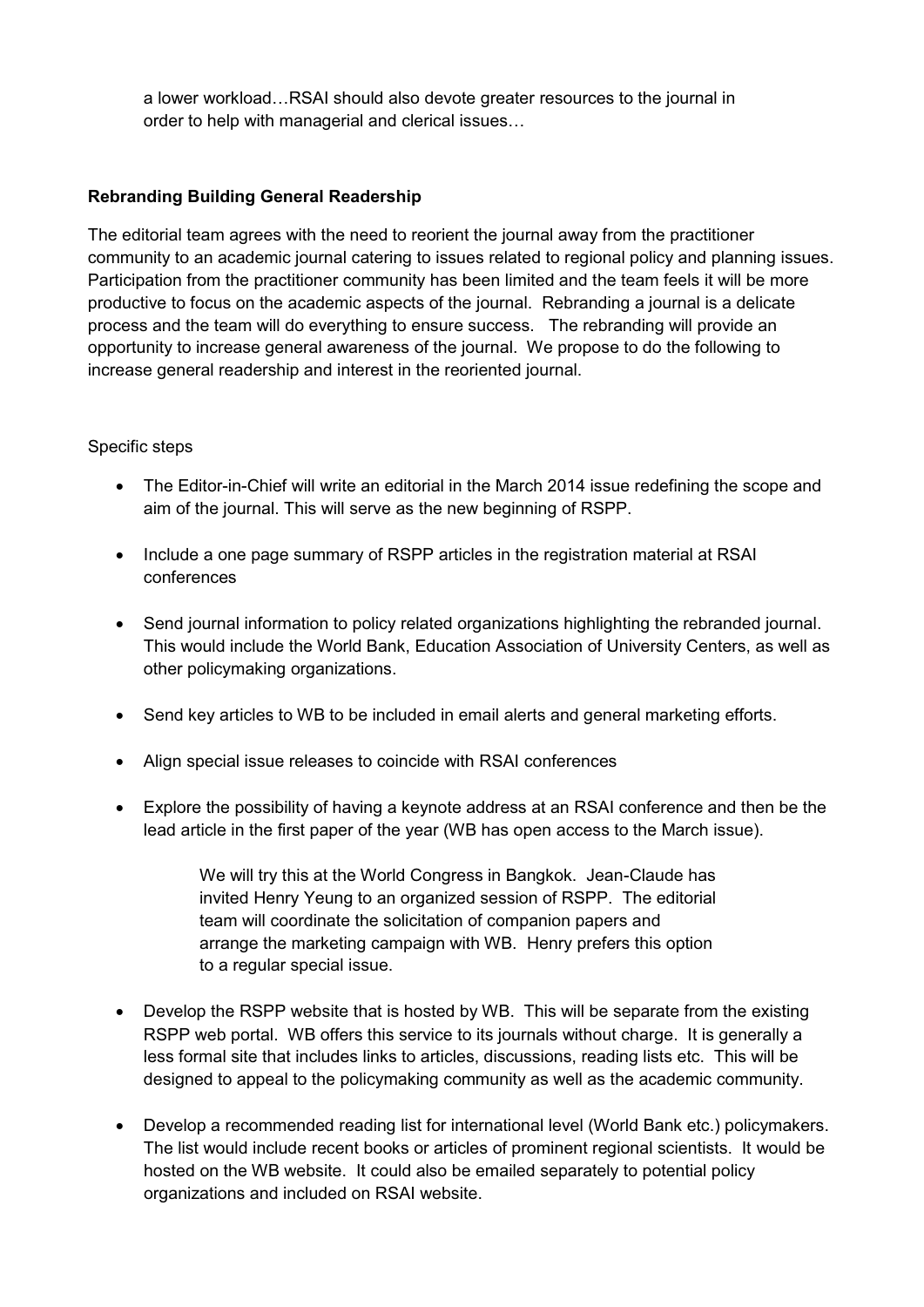a lower workload…RSAI should also devote greater resources to the journal in order to help with managerial and clerical issues…

**Rebranding Building General Readership**

The editorial team agrees with the need to reorient the journal away from the practitioner community to an academic journal catering to issues related to regional policy and planning issues. Participation from the practitioner community has been limited and the team feels it will be more productive to focus on the academic aspects of the journal. Rebranding a journal is a delicate process and the team will do everything to ensure success. The rebranding will provide an opportunity to increase general awareness of the journal. We propose to do the following to increase general readership and interest in the reoriented journal.

Specific steps

- The Editor-in-Chief will write an editorial in the March 2014 issue redefining the scope and aim of the journal. This will serve as the new beginning of RSPP.
- Include a one page summary of RSPP articles in the registration material at RSAI conferences
- Send journal information to policy related organizations highlighting the rebranded journal. This would include the World Bank, Education Association of University Centers, as well as other policymaking organizations.
- Send key articles to WB to be included in email alerts and general marketing efforts.
- Align special issue releases to coincide with RSAI conferences
- Explore the possibility of having a keynote address at an RSAI conference and then be the lead article in the first paper of the year (WB has open access to the March issue).

  > We will try this at the World Congress in Bangkok. Jean-Claude has invited Henry Yeung to an organized session of RSPP. The editorial team will coordinate the solicitation of companion papers and arrange the marketing campaign with WB. Henry prefers this option to a regular special issue.

- Develop the RSPP website that is hosted by WB. This will be separate from the existing RSPP web portal. WB offers this service to its journals without charge. It is generally a less formal site that includes links to articles, discussions, reading lists etc. This will be designed to appeal to the policymaking community as well as the academic community.
- Develop a recommended reading list for international level (World Bank etc.) policymakers. The list would include recent books or articles of prominent regional scientists. It would be hosted on the WB website. It could also be emailed separately to potential policy organizations and included on RSAI website.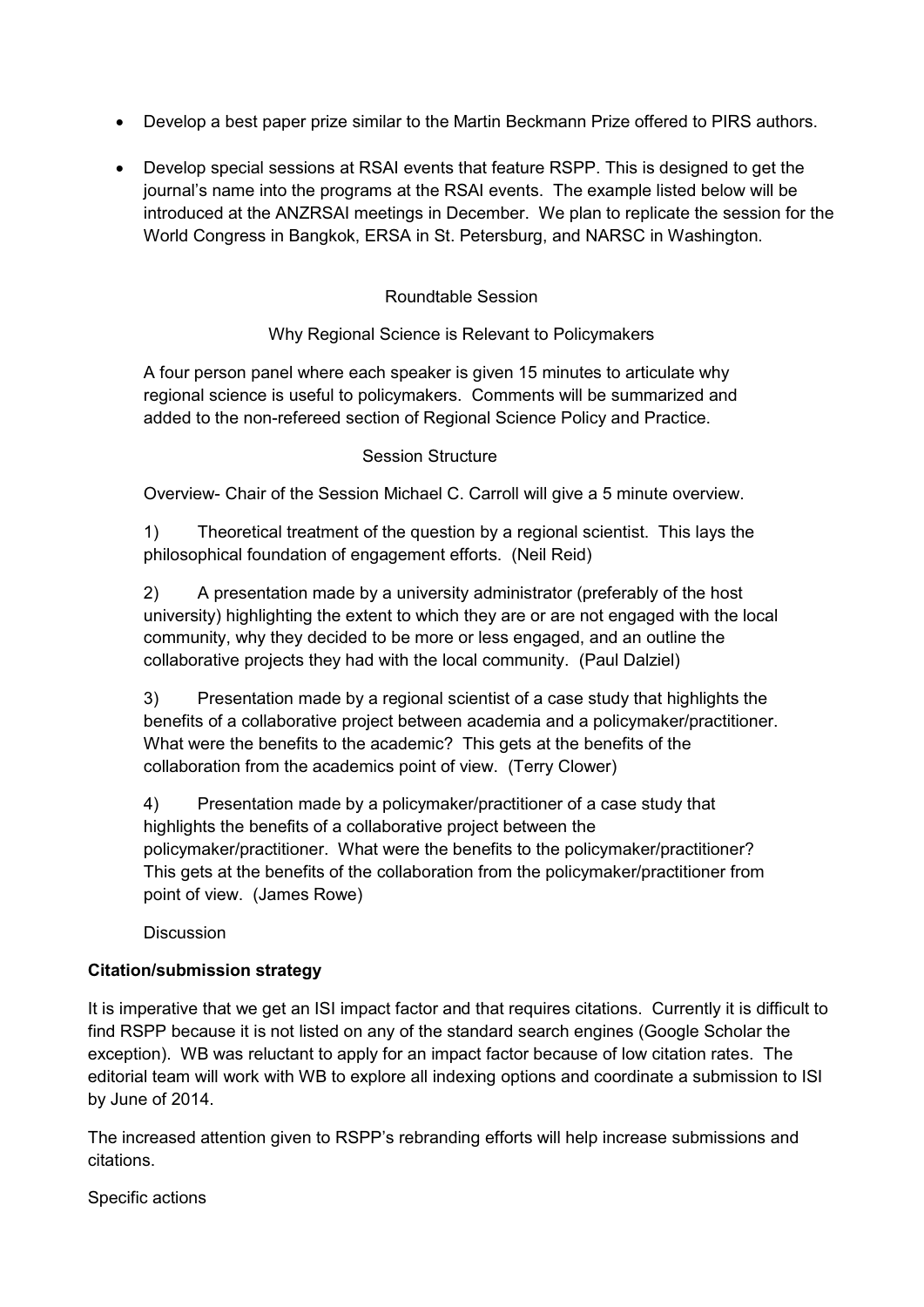- Develop a best paper prize similar to the Martin Beckmann Prize offered to PIRS authors.
- Develop special sessions at RSAI events that feature RSPP. This is designed to get the journal's name into the programs at the RSAI events. The example listed below will be introduced at the ANZRSAI meetings in December. We plan to replicate the session for the World Congress in Bangkok, ERSA in St. Petersburg, and NARSC in Washington.

Roundtable Session

Why Regional Science is Relevant to Policymakers

A four person panel where each speaker is given 15 minutes to articulate why regional science is useful to policymakers. Comments will be summarized and added to the non-refereed section of Regional Science Policy and Practice.

Session Structure

Overview- Chair of the Session Michael C. Carroll will give a 5 minute overview.

1) Theoretical treatment of the question by a regional scientist. This lays the philosophical foundation of engagement efforts. (Neil Reid)

2) A presentation made by a university administrator (preferably of the host university) highlighting the extent to which they are or are not engaged with the local community, why they decided to be more or less engaged, and an outline the collaborative projects they had with the local community. (Paul Dalziel)

3) Presentation made by a regional scientist of a case study that highlights the benefits of a collaborative project between academia and a policymaker/practitioner. What were the benefits to the academic? This gets at the benefits of the collaboration from the academics point of view. (Terry Clower)

4) Presentation made by a policymaker/practitioner of a case study that highlights the benefits of a collaborative project between the policymaker/practitioner. What were the benefits to the policymaker/practitioner? This gets at the benefits of the collaboration from the policymaker/practitioner from point of view. (James Rowe)

Discussion

**Citation/submission strategy**

It is imperative that we get an ISI impact factor and that requires citations. Currently it is difficult to find RSPP because it is not listed on any of the standard search engines (Google Scholar the exception). WB was reluctant to apply for an impact factor because of low citation rates. The editorial team will work with WB to explore all indexing options and coordinate a submission to ISI by June of 2014.

The increased attention given to RSPP's rebranding efforts will help increase submissions and citations.

Specific actions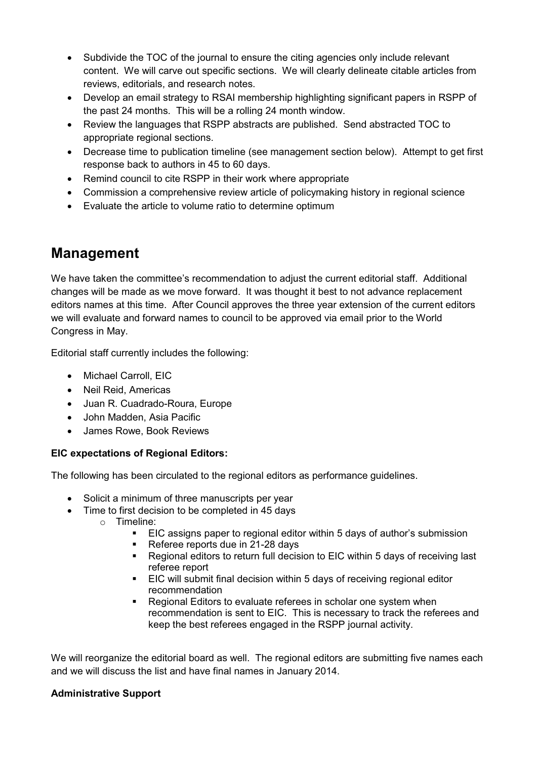- Subdivide the TOC of the journal to ensure the citing agencies only include relevant content. We will carve out specific sections. We will clearly delineate citable articles from reviews, editorials, and research notes.
- Develop an email strategy to RSAI membership highlighting significant papers in RSPP of the past 24 months. This will be a rolling 24 month window.
- Review the languages that RSPP abstracts are published. Send abstracted TOC to appropriate regional sections.
- Decrease time to publication timeline (see management section below). Attempt to get first response back to authors in 45 to 60 days.
- Remind council to cite RSPP in their work where appropriate
- Commission a comprehensive review article of policymaking history in regional science
- Evaluate the article to volume ratio to determine optimum

## Management

We have taken the committee's recommendation to adjust the current editorial staff. Additional changes will be made as we move forward. It was thought it best to not advance replacement editors names at this time. After Council approves the three year extension of the current editors we will evaluate and forward names to council to be approved via email prior to the World Congress in May.

Editorial staff currently includes the following:

- Michael Carroll, EIC
- Neil Reid, Americas
- Juan R. Cuadrado-Roura, Europe
- John Madden, Asia Pacific
- James Rowe, Book Reviews

**EIC expectations of Regional Editors:**

The following has been circulated to the regional editors as performance guidelines.

- Solicit a minimum of three manuscripts per year
- Time to first decision to be completed in 45 days
  - Timeline:
    - EIC assigns paper to regional editor within 5 days of author's submission
    - Referee reports due in 21-28 days
    - Regional editors to return full decision to EIC within 5 days of receiving last referee report
    - EIC will submit final decision within 5 days of receiving regional editor recommendation
    - Regional Editors to evaluate referees in scholar one system when recommendation is sent to EIC. This is necessary to track the referees and keep the best referees engaged in the RSPP journal activity.

We will reorganize the editorial board as well. The regional editors are submitting five names each and we will discuss the list and have final names in January 2014.

**Administrative Support**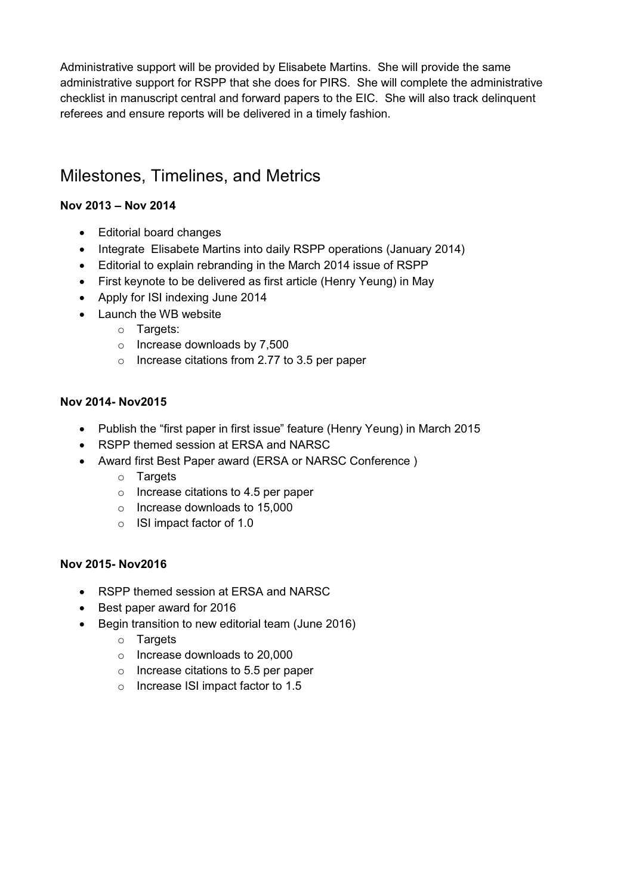Administrative support will be provided by Elisabete Martins. She will provide the same administrative support for RSPP that she does for PIRS. She will complete the administrative checklist in manuscript central and forward papers to the EIC. She will also track delinquent referees and ensure reports will be delivered in a timely fashion.

## Milestones, Timelines, and Metrics

**Nov 2013 – Nov 2014**

- Editorial board changes
- Integrate Elisabete Martins into daily RSPP operations (January 2014)
- Editorial to explain rebranding in the March 2014 issue of RSPP
- First keynote to be delivered as first article (Henry Yeung) in May
- Apply for ISI indexing June 2014
- Launch the WB website
    - Targets:
    - Increase downloads by 7,500
    - Increase citations from 2.77 to 3.5 per paper

**Nov 2014- Nov2015**

- Publish the "first paper in first issue" feature (Henry Yeung) in March 2015
- RSPP themed session at ERSA and NARSC
- Award first Best Paper award (ERSA or NARSC Conference )
    - Targets
    - Increase citations to 4.5 per paper
    - Increase downloads to 15,000
    - ISI impact factor of 1.0

**Nov 2015- Nov2016**

- RSPP themed session at ERSA and NARSC
- Best paper award for 2016
- Begin transition to new editorial team (June 2016)
    - Targets
    - Increase downloads to 20,000
    - Increase citations to 5.5 per paper
    - Increase ISI impact factor to 1.5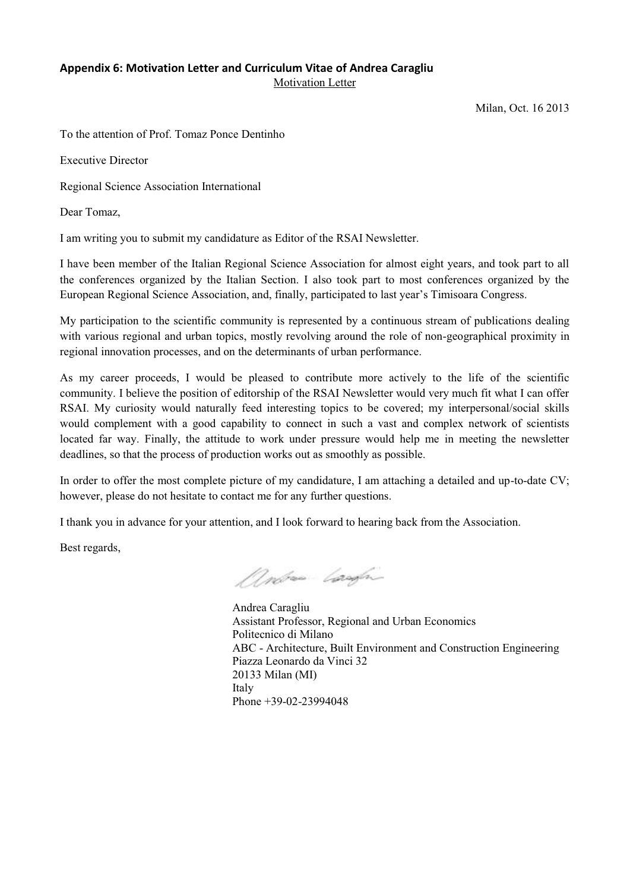**Appendix 6: Motivation Letter and Curriculum Vitae of Andrea Caragliu**

Motivation Letter

Milan, Oct. 16 2013

To the attention of Prof. Tomaz Ponce Dentinho

Executive Director

Regional Science Association International

Dear Tomaz,

I am writing you to submit my candidature as Editor of the RSAI Newsletter.

I have been member of the Italian Regional Science Association for almost eight years, and took part to all the conferences organized by the Italian Section. I also took part to most conferences organized by the European Regional Science Association, and, finally, participated to last year's Timisoara Congress.

My participation to the scientific community is represented by a continuous stream of publications dealing with various regional and urban topics, mostly revolving around the role of non-geographical proximity in regional innovation processes, and on the determinants of urban performance.

As my career proceeds, I would be pleased to contribute more actively to the life of the scientific community. I believe the position of editorship of the RSAI Newsletter would very much fit what I can offer RSAI. My curiosity would naturally feed interesting topics to be covered; my interpersonal/social skills would complement with a good capability to connect in such a vast and complex network of scientists located far way. Finally, the attitude to work under pressure would help me in meeting the newsletter deadlines, so that the process of production works out as smoothly as possible.

In order to offer the most complete picture of my candidature, I am attaching a detailed and up-to-date CV; however, please do not hesitate to contact me for any further questions.

I thank you in advance for your attention, and I look forward to hearing back from the Association.

Best regards,

Andrea Caragliu
Assistant Professor, Regional and Urban Economics
Politecnico di Milano
ABC - Architecture, Built Environment and Construction Engineering
Piazza Leonardo da Vinci 32
20133 Milan (MI)
Italy
Phone +39-02-23994048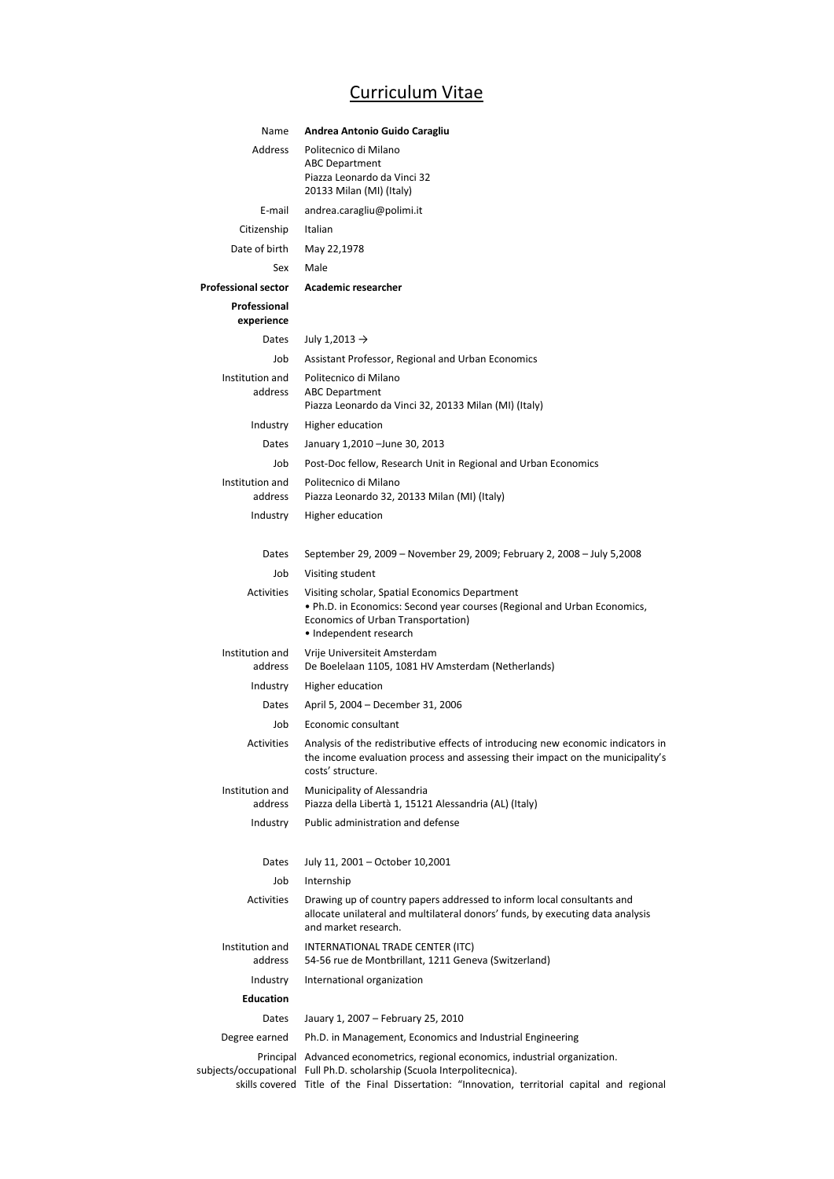# Curriculum Vitae

| | |
|---|---|
| Name | **Andrea Antonio Guido Caragliu** |
| Address | Politecnico di Milano<br>ABC Department<br>Piazza Leonardo da Vinci 32<br>20133 Milan (MI) (Italy) |
| E-mail | andrea.caragliu@polimi.it |
| Citizenship | Italian |
| Date of birth | May 22,1978 |
| Sex | Male |
| **Professional sector** | **Academic researcher** |

**Professional experience**

| | |
|---|---|
| Dates | July 1,2013 → |
| Job | Assistant Professor, Regional and Urban Economics |
| Institution and address | Politecnico di Milano<br>ABC Department<br>Piazza Leonardo da Vinci 32, 20133 Milan (MI) (Italy) |
| Industry | Higher education |
| Dates | January 1,2010 –June 30, 2013 |
| Job | Post-Doc fellow, Research Unit in Regional and Urban Economics |
| Institution and address | Politecnico di Milano<br>Piazza Leonardo 32, 20133 Milan (MI) (Italy) |
| Industry | Higher education |
| Dates | September 29, 2009 – November 29, 2009; February 2, 2008 – July 5,2008 |
| Job | Visiting student |
| Activities | Visiting scholar, Spatial Economics Department<br>• Ph.D. in Economics: Second year courses (Regional and Urban Economics, Economics of Urban Transportation)<br>• Independent research |
| Institution and address | Vrije Universiteit Amsterdam<br>De Boelelaan 1105, 1081 HV Amsterdam (Netherlands) |
| Industry | Higher education |
| Dates | April 5, 2004 – December 31, 2006 |
| Job | Economic consultant |
| Activities | Analysis of the redistributive effects of introducing new economic indicators in the income evaluation process and assessing their impact on the municipality's costs' structure. |
| Institution and address | Municipality of Alessandria<br>Piazza della Libertà 1, 15121 Alessandria (AL) (Italy) |
| Industry | Public administration and defense |
| Dates | July 11, 2001 – October 10,2001 |
| Job | Internship |
| Activities | Drawing up of country papers addressed to inform local consultants and allocate unilateral and multilateral donors' funds, by executing data analysis and market research. |
| Institution and address | INTERNATIONAL TRADE CENTER (ITC)<br>54-56 rue de Montbrillant, 1211 Geneva (Switzerland) |
| Industry | International organization |

**Education**

| | |
|---|---|
| Dates | Jauary 1, 2007 – February 25, 2010 |
| Degree earned | Ph.D. in Management, Economics and Industrial Engineering |
| Principal subjects/occupational skills covered | Advanced econometrics, regional economics, industrial organization.<br>Full Ph.D. scholarship (Scuola Interpolitecnica).<br>Title of the Final Dissertation: "Innovation, territorial capital and regional |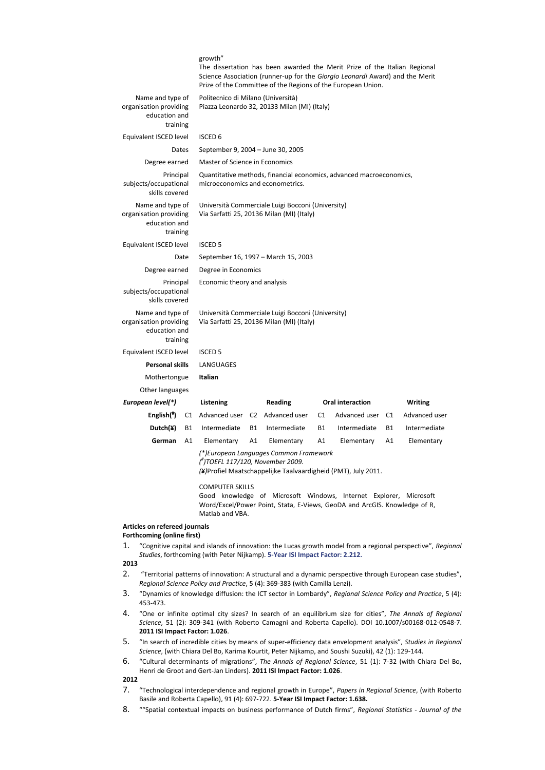growth"
The dissertation has been awarded the Merit Prize of the Italian Regional Science Association (runner-up for the *Giorgio Leonardi* Award) and the Merit Prize of the Committee of the Regions of the European Union.

| | |
|---|---|
| Name and type of organisation providing education and training | Politecnico di Milano (Università) Piazza Leonardo 32, 20133 Milan (MI) (Italy) |
| Equivalent ISCED level | ISCED 6 |
| Dates | September 9, 2004 – June 30, 2005 |
| Degree earned | Master of Science in Economics |
| Principal subjects/occupational skills covered | Quantitative methods, financial economics, advanced macroeconomics, microeconomics and econometrics. |
| Name and type of organisation providing education and training | Università Commerciale Luigi Bocconi (University) Via Sarfatti 25, 20136 Milan (MI) (Italy) |
| Equivalent ISCED level | ISCED 5 |
| Date | September 16, 1997 – March 15, 2003 |
| Degree earned | Degree in Economics |
| Principal subjects/occupational skills covered | Economic theory and analysis |
| Name and type of organisation providing education and training | Università Commerciale Luigi Bocconi (University) Via Sarfatti 25, 20136 Milan (MI) (Italy) |
| Equivalent ISCED level | ISCED 5 |
| **Personal skills** | LANGUAGES |
| Mothertongue | **Italian** |
| Other languages | |

| *European level(\*)* | | **Listening** | | **Reading** | | **Oral interaction** | | **Writing** |
|---|---|---|---|---|---|---|---|---|
| **English(#)** | C1 | Advanced user | C2 | Advanced user | C1 | Advanced user | C1 | Advanced user |
| **Dutch(¥)** | B1 | Intermediate | B1 | Intermediate | B1 | Intermediate | B1 | Intermediate |
| **German** | A1 | Elementary | A1 | Elementary | A1 | Elementary | A1 | Elementary |

*(\*)European Languages Common Framework*
*(#)TOEFL 117/120, November 2009.*
*(¥)*Profiel Maatschappelijke Taalvaardigheid (PMT), July 2011.

COMPUTER SKILLS
Good knowledge of Microsoft Windows, Internet Explorer, Microsoft Word/Excel/Power Point, Stata, E-Views, GeoDA and ArcGIS. Knowledge of R, Matlab and VBA.

**Articles on refereed journals**
**Forthcoming (online first)**

1. "Cognitive capital and islands of innovation: the Lucas growth model from a regional perspective", *Regional Studies*, forthcoming (with Peter Nijkamp). **5-Year ISI Impact Factor: 2.212.**

**2013**

2. "Territorial patterns of innovation: A structural and a dynamic perspective through European case studies", *Regional Science Policy and Practice*, 5 (4): 369-383 (with Camilla Lenzi).
3. "Dynamics of knowledge diffusion: the ICT sector in Lombardy", *Regional Science Policy and Practice*, 5 (4): 453-473.
4. "One or infinite optimal city sizes? In search of an equilibrium size for cities", *The Annals of Regional Science*, 51 (2): 309-341 (with Roberto Camagni and Roberta Capello). DOI 10.1007/s00168-012-0548-7. **2011 ISI Impact Factor: 1.026**.
5. "In search of incredible cities by means of super-efficiency data envelopment analysis", *Studies in Regional Science*, (with Chiara Del Bo, Karima Kourtit, Peter Nijkamp, and Soushi Suzuki), 42 (1): 129-144.
6. "Cultural determinants of migrations", *The Annals of Regional Science*, 51 (1): 7-32 (with Chiara Del Bo, Henri de Groot and Gert-Jan Linders). **2011 ISI Impact Factor: 1.026**.

**2012**

7. "Technological interdependence and regional growth in Europe", *Papers in Regional Science*, (with Roberto Basile and Roberta Capello), 91 (4): 697-722. **5-Year ISI Impact Factor: 1.638.**
8. ""Spatial contextual impacts on business performance of Dutch firms", *Regional Statistics - Journal of the*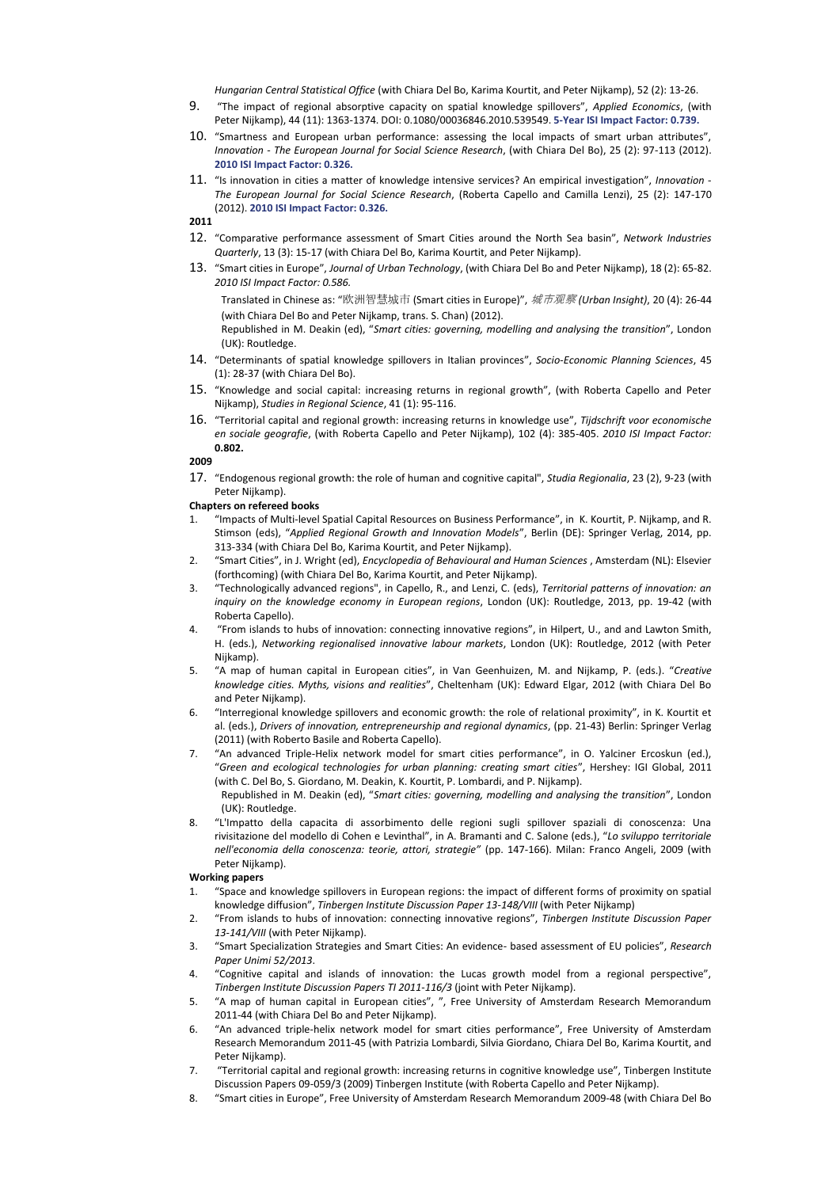*Hungarian Central Statistical Office* (with Chiara Del Bo, Karima Kourtit, and Peter Nijkamp), 52 (2): 13-26.

9. "The impact of regional absorptive capacity on spatial knowledge spillovers", *Applied Economics*, (with Peter Nijkamp), 44 (11): 1363-1374. DOI: 0.1080/00036846.2010.539549. **5-Year ISI Impact Factor: 0.739.**
10. "Smartness and European urban performance: assessing the local impacts of smart urban attributes", *Innovation - The European Journal for Social Science Research*, (with Chiara Del Bo), 25 (2): 97-113 (2012). **2010 ISI Impact Factor: 0.326.**
11. "Is innovation in cities a matter of knowledge intensive services? An empirical investigation", *Innovation - The European Journal for Social Science Research*, (Roberta Capello and Camilla Lenzi), 25 (2): 147-170 (2012). **2010 ISI Impact Factor: 0.326.**

**2011**

12. "Comparative performance assessment of Smart Cities around the North Sea basin", *Network Industries Quarterly*, 13 (3): 15-17 (with Chiara Del Bo, Karima Kourtit, and Peter Nijkamp).
13. "Smart cities in Europe", *Journal of Urban Technology*, (with Chiara Del Bo and Peter Nijkamp), 18 (2): 65-82. *2010 ISI Impact Factor: 0.586.*

    Translated in Chinese as: "欧洲智慧城市 (Smart cities in Europe)", *城市观察 (Urban Insight)*, 20 (4): 26-44 (with Chiara Del Bo and Peter Nijkamp, trans. S. Chan) (2012).
    Republished in M. Deakin (ed), "*Smart cities: governing, modelling and analysing the transition*", London (UK): Routledge.
14. "Determinants of spatial knowledge spillovers in Italian provinces", *Socio-Economic Planning Sciences*, 45 (1): 28-37 (with Chiara Del Bo).
15. "Knowledge and social capital: increasing returns in regional growth", (with Roberta Capello and Peter Nijkamp), *Studies in Regional Science*, 41 (1): 95-116.
16. "Territorial capital and regional growth: increasing returns in knowledge use", *Tijdschrift voor economische en sociale geografie*, (with Roberta Capello and Peter Nijkamp), 102 (4): 385-405. *2010 ISI Impact Factor:* **0.802.**

**2009**

17. "Endogenous regional growth: the role of human and cognitive capital", *Studia Regionalia*, 23 (2), 9-23 (with Peter Nijkamp).

**Chapters on refereed books**

1. "Impacts of Multi-level Spatial Capital Resources on Business Performance", in K. Kourtit, P. Nijkamp, and R. Stimson (eds), "*Applied Regional Growth and Innovation Models*", Berlin (DE): Springer Verlag, 2014, pp. 313-334 (with Chiara Del Bo, Karima Kourtit, and Peter Nijkamp).
2. "Smart Cities", in J. Wright (ed), *Encyclopedia of Behavioural and Human Sciences* , Amsterdam (NL): Elsevier (forthcoming) (with Chiara Del Bo, Karima Kourtit, and Peter Nijkamp).
3. "Technologically advanced regions", in Capello, R., and Lenzi, C. (eds), *Territorial patterns of innovation: an inquiry on the knowledge economy in European regions*, London (UK): Routledge, 2013, pp. 19-42 (with Roberta Capello).
4. "From islands to hubs of innovation: connecting innovative regions", in Hilpert, U., and Lawton Smith, H. (eds.), *Networking regionalised innovative labour markets*, London (UK): Routledge, 2012 (with Peter Nijkamp).
5. "A map of human capital in European cities", in Van Geenhuizen, M. and Nijkamp, P. (eds.). "*Creative knowledge cities. Myths, visions and realities*", Cheltenham (UK): Edward Elgar, 2012 (with Chiara Del Bo and Peter Nijkamp).
6. "Interregional knowledge spillovers and economic growth: the role of relational proximity", in K. Kourtit et al. (eds.), *Drivers of innovation, entrepreneurship and regional dynamics*, (pp. 21-43) Berlin: Springer Verlag (2011) (with Roberto Basile and Roberta Capello).
7. "An advanced Triple-Helix network model for smart cities performance", in O. Yalciner Ercoskun (ed.), "*Green and ecological technologies for urban planning: creating smart cities*", Hershey: IGI Global, 2011 (with C. Del Bo, S. Giordano, M. Deakin, K. Kourtit, P. Lombardi, and P. Nijkamp).
   Republished in M. Deakin (ed), "*Smart cities: governing, modelling and analysing the transition*", London (UK): Routledge.
8. "L'Impatto della capacita di assorbimento delle regioni sugli spillover spaziali di conoscenza: Una rivisitazione del modello di Cohen e Levinthal", in A. Bramanti and C. Salone (eds.), "*Lo sviluppo territoriale nell'economia della conoscenza: teorie, attori, strategie"* (pp. 147-166). Milan: Franco Angeli, 2009 (with Peter Nijkamp).

**Working papers**

1. "Space and knowledge spillovers in European regions: the impact of different forms of proximity on spatial knowledge diffusion", *Tinbergen Institute Discussion Paper 13-148/VIII* (with Peter Nijkamp)
2. "From islands to hubs of innovation: connecting innovative regions", *Tinbergen Institute Discussion Paper 13-141/VIII* (with Peter Nijkamp).
3. "Smart Specialization Strategies and Smart Cities: An evidence- based assessment of EU policies", *Research Paper Unimi 52/2013*.
4. "Cognitive capital and islands of innovation: the Lucas growth model from a regional perspective", *Tinbergen Institute Discussion Papers TI 2011-116/3* (joint with Peter Nijkamp).
5. "A map of human capital in European cities", ", Free University of Amsterdam Research Memorandum 2011-44 (with Chiara Del Bo and Peter Nijkamp).
6. "An advanced triple-helix network model for smart cities performance", Free University of Amsterdam Research Memorandum 2011-45 (with Patrizia Lombardi, Silvia Giordano, Chiara Del Bo, Karima Kourtit, and Peter Nijkamp).
7. "Territorial capital and regional growth: increasing returns in cognitive knowledge use", Tinbergen Institute Discussion Papers 09-059/3 (2009) Tinbergen Institute (with Roberta Capello and Peter Nijkamp).
8. "Smart cities in Europe", Free University of Amsterdam Research Memorandum 2009-48 (with Chiara Del Bo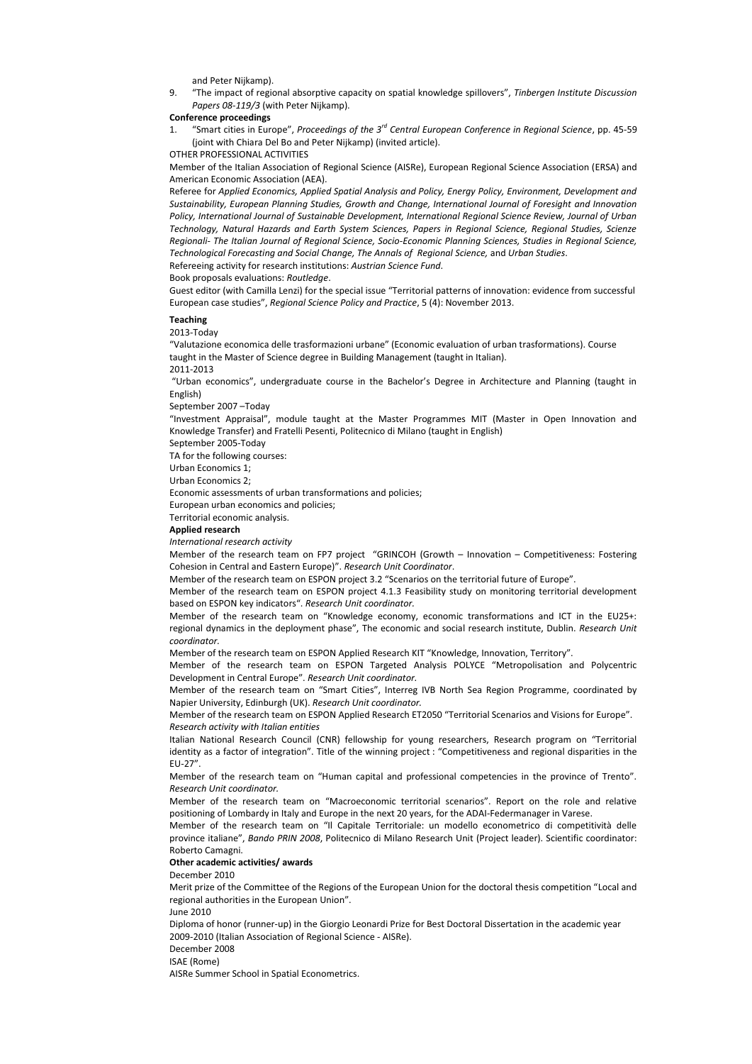and Peter Nijkamp).

9. "The impact of regional absorptive capacity on spatial knowledge spillovers", *Tinbergen Institute Discussion Papers 08-119/3* (with Peter Nijkamp).

**Conference proceedings**

1. "Smart cities in Europe", *Proceedings of the 3rd Central European Conference in Regional Science*, pp. 45-59 (joint with Chiara Del Bo and Peter Nijkamp) (invited article).

OTHER PROFESSIONAL ACTIVITIES

Member of the Italian Association of Regional Science (AISRe), European Regional Science Association (ERSA) and American Economic Association (AEA).

Referee for *Applied Economics, Applied Spatial Analysis and Policy, Energy Policy, Environment, Development and Sustainability, European Planning Studies, Growth and Change, International Journal of Foresight and Innovation Policy, International Journal of Sustainable Development, International Regional Science Review, Journal of Urban Technology, Natural Hazards and Earth System Sciences, Papers in Regional Science, Regional Studies, Scienze Regionali- The Italian Journal of Regional Science, Socio-Economic Planning Sciences, Studies in Regional Science, Technological Forecasting and Social Change, The Annals of Regional Science,* and *Urban Studies*.

Refereeing activity for research institutions: *Austrian Science Fund*.

Book proposals evaluations: *Routledge*.

Guest editor (with Camilla Lenzi) for the special issue "Territorial patterns of innovation: evidence from successful European case studies", *Regional Science Policy and Practice*, 5 (4): November 2013.

**Teaching**

2013-Today

"Valutazione economica delle trasformazioni urbane" (Economic evaluation of urban trasformations). Course taught in the Master of Science degree in Building Management (taught in Italian).

2011-2013

"Urban economics", undergraduate course in the Bachelor's Degree in Architecture and Planning (taught in English)

September 2007 –Today

"Investment Appraisal", module taught at the Master Programmes MIT (Master in Open Innovation and Knowledge Transfer) and Fratelli Pesenti, Politecnico di Milano (taught in English)

September 2005-Today

TA for the following courses:

Urban Economics 1;

Urban Economics 2;

Economic assessments of urban transformations and policies;

European urban economics and policies;

Territorial economic analysis.

**Applied research**

*International research activity*

Member of the research team on FP7 project "GRINCOH (Growth – Innovation – Competitiveness: Fostering Cohesion in Central and Eastern Europe)". *Research Unit Coordinator*.

Member of the research team on ESPON project 3.2 "Scenarios on the territorial future of Europe".

Member of the research team on ESPON project 4.1.3 Feasibility study on monitoring territorial development based on ESPON key indicators". *Research Unit coordinator.*

Member of the research team on "Knowledge economy, economic transformations and ICT in the EU25+: regional dynamics in the deployment phase", The economic and social research institute, Dublin. *Research Unit coordinator*.

Member of the research team on ESPON Applied Research KIT "Knowledge, Innovation, Territory".

Member of the research team on ESPON Targeted Analysis POLYCE "Metropolisation and Polycentric Development in Central Europe". *Research Unit coordinator.*

Member of the research team on "Smart Cities", Interreg IVB North Sea Region Programme, coordinated by Napier University, Edinburgh (UK). *Research Unit coordinator.*

Member of the research team on ESPON Applied Research ET2050 "Territorial Scenarios and Visions for Europe".

*Research activity with Italian entities*

Italian National Research Council (CNR) fellowship for young researchers, Research program on "Territorial identity as a factor of integration". Title of the winning project : "Competitiveness and regional disparities in the EU-27".

Member of the research team on "Human capital and professional competencies in the province of Trento". *Research Unit coordinator.*

Member of the research team on "Macroeconomic territorial scenarios". Report on the role and relative positioning of Lombardy in Italy and Europe in the next 20 years, for the ADAI-Federmanager in Varese.

Member of the research team on "Il Capitale Territoriale: un modello econometrico di competitività delle province italiane", *Bando PRIN 2008*, Politecnico di Milano Research Unit (Project leader). Scientific coordinator: Roberto Camagni.

**Other academic activities/ awards**

December 2010

Merit prize of the Committee of the Regions of the European Union for the doctoral thesis competition "Local and regional authorities in the European Union".

June 2010

Diploma of honor (runner-up) in the Giorgio Leonardi Prize for Best Doctoral Dissertation in the academic year 2009-2010 (Italian Association of Regional Science - AISRe).

December 2008

ISAE (Rome)

AISRe Summer School in Spatial Econometrics.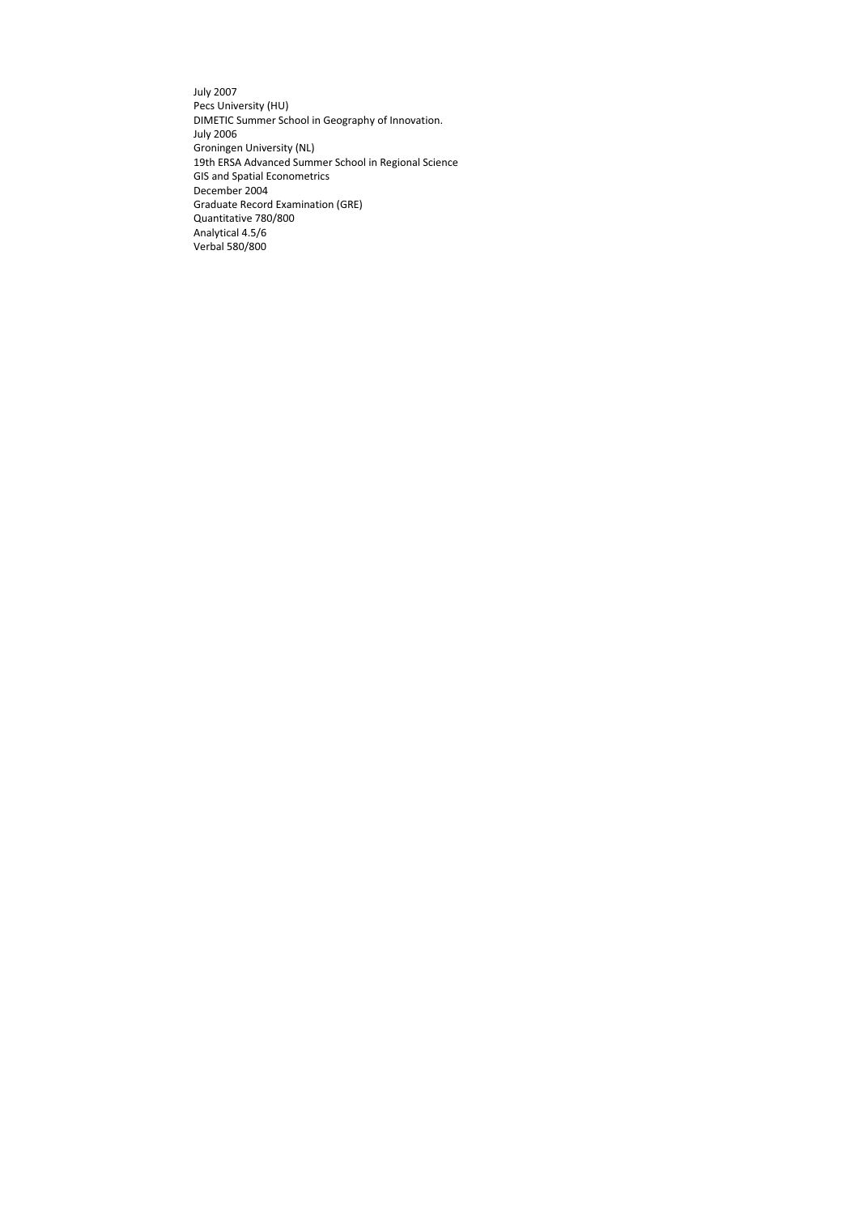July 2007
Pecs University (HU)
DIMETIC Summer School in Geography of Innovation.
July 2006
Groningen University (NL)
19th ERSA Advanced Summer School in Regional Science
GIS and Spatial Econometrics
December 2004
Graduate Record Examination (GRE)
Quantitative 780/800
Analytical 4.5/6
Verbal 580/800